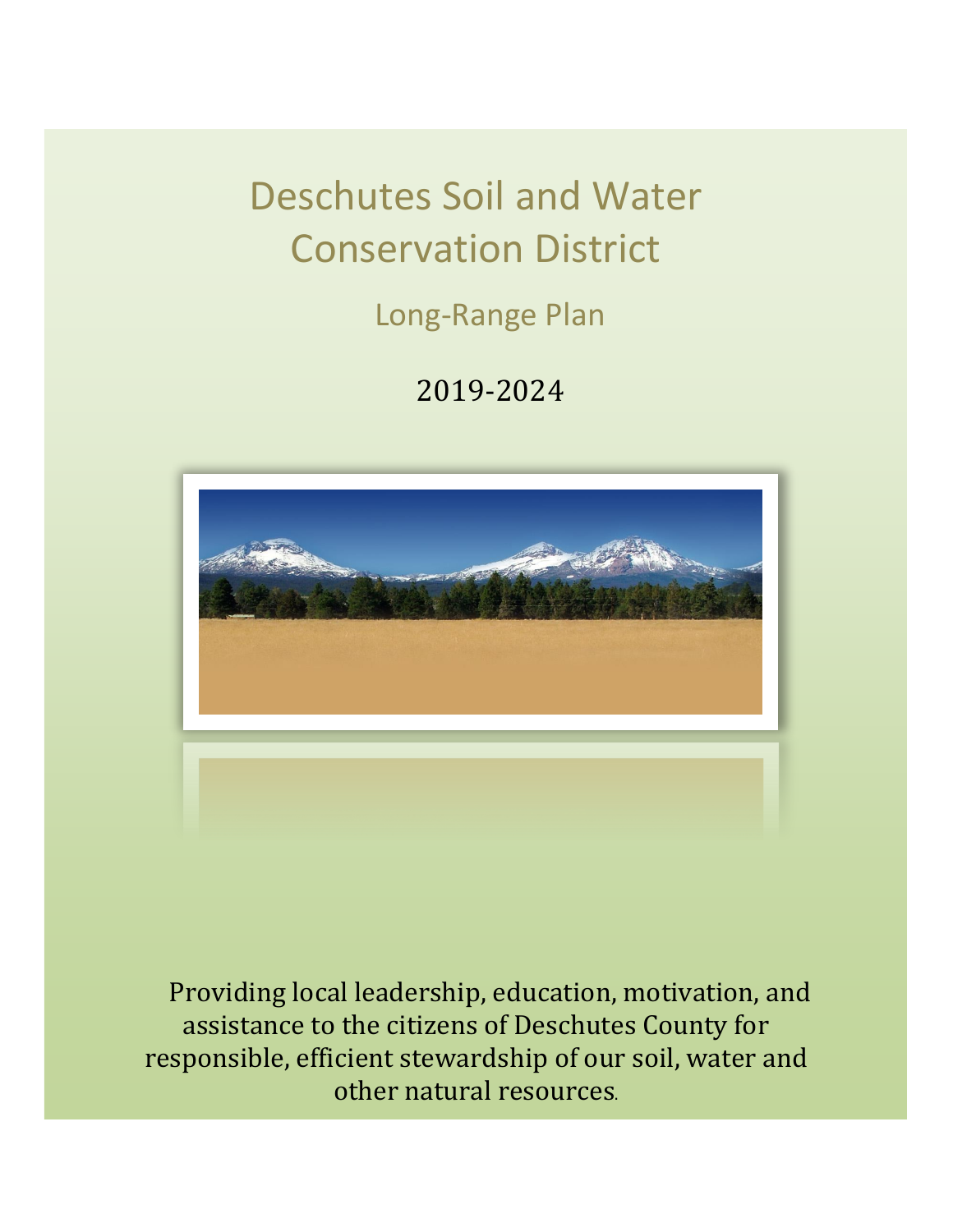# Deschutes Soil and Water Conservation District

## Long-Range Plan

2019-2024

Providing local leadership, education, motivation, and assistance to the citizens of Deschutes County for responsible, efficient stewardship of our soil, water and other natural resources.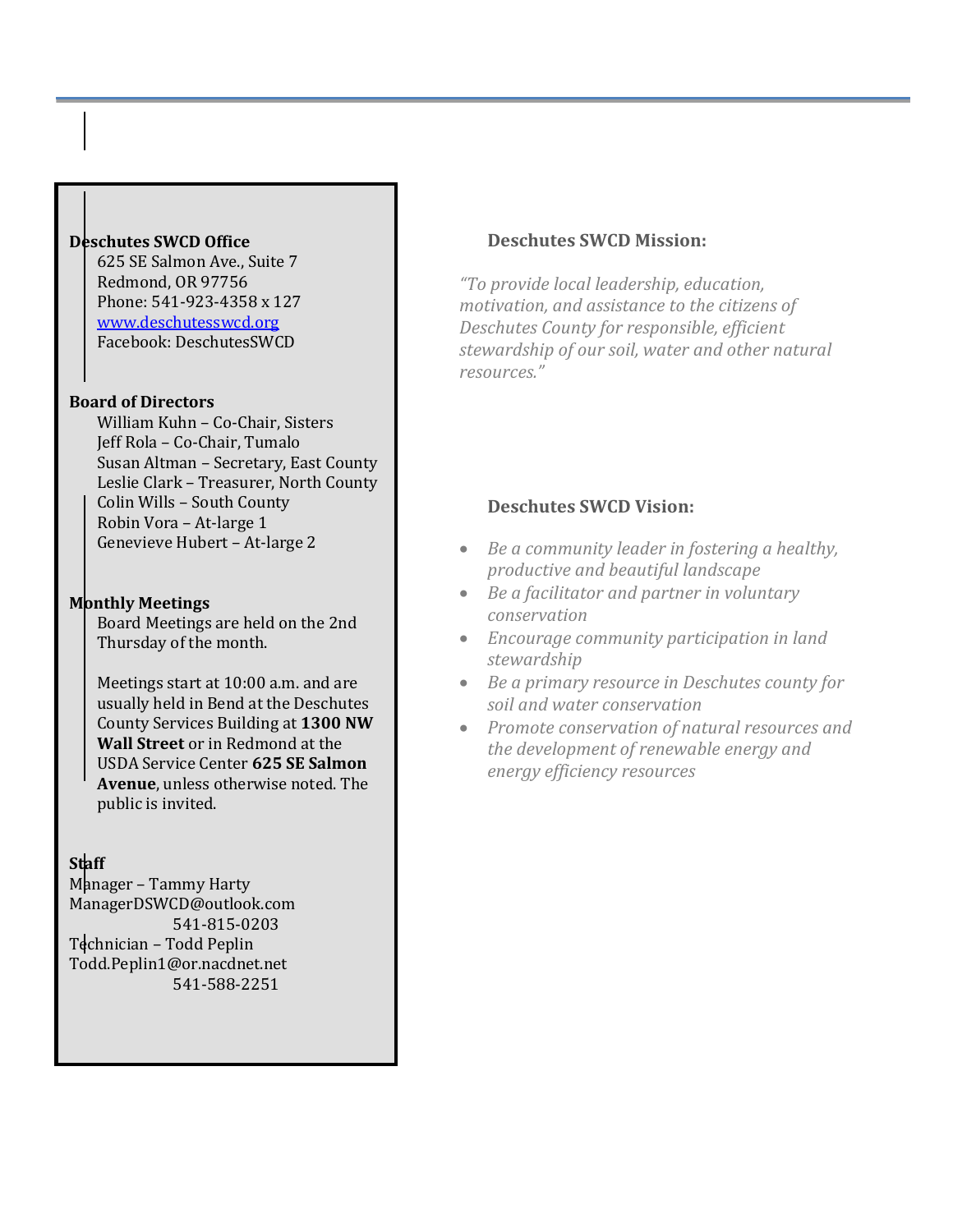**Deschutes SWCD Office**

625 SE Salmon Ave., Suite 7
Redmond, OR 97756
Phone: 541-923-4358 x 127
www.deschutesswcd.org
Facebook: DeschutesSWCD

**Board of Directors**

William Kuhn – Co-Chair, Sisters
Jeff Rola – Co-Chair, Tumalo
Susan Altman – Secretary, East County
Leslie Clark – Treasurer, North County
Colin Wills – South County
Robin Vora – At-large 1
Genevieve Hubert – At-large 2

**Monthly Meetings**

Board Meetings are held on the 2nd Thursday of the month.

Meetings start at 10:00 a.m. and are usually held in Bend at the Deschutes County Services Building at **1300 NW Wall Street** or in Redmond at the USDA Service Center **625 SE Salmon Avenue**, unless otherwise noted. The public is invited.

**Staff**

Manager – Tammy Harty
ManagerDSWCD@outlook.com
541-815-0203
Technician – Todd Peplin
Todd.Peplin1@or.nacdnet.net
541-588-2251

### Deschutes SWCD Mission:

*"To provide local leadership, education, motivation, and assistance to the citizens of Deschutes County for responsible, efficient stewardship of our soil, water and other natural resources."*

### Deschutes SWCD Vision:

- *Be a community leader in fostering a healthy, productive and beautiful landscape*
- *Be a facilitator and partner in voluntary conservation*
- *Encourage community participation in land stewardship*
- *Be a primary resource in Deschutes county for soil and water conservation*
- *Promote conservation of natural resources and the development of renewable energy and energy efficiency resources*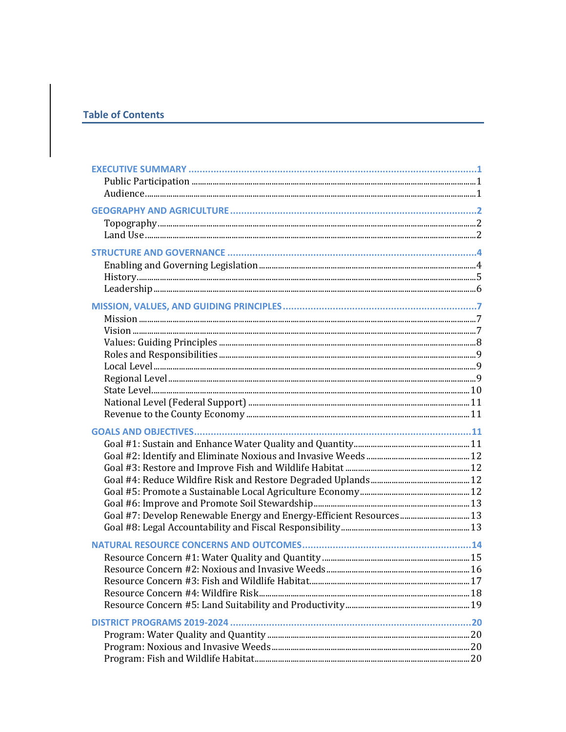## Table of Contents

**EXECUTIVE SUMMARY** ........................................................................ **1**
- Public Participation ........................................................................ 1
- Audience........................................................................ 1

**GEOGRAPHY AND AGRICULTURE** ........................................................................ **2**
- Topography........................................................................ 2
- Land Use ........................................................................ 2

**STRUCTURE AND GOVERNANCE** ........................................................................ **4**
- Enabling and Governing Legislation ........................................................................ 4
- History........................................................................ 5
- Leadership ........................................................................ 6

**MISSION, VALUES, AND GUIDING PRINCIPLES** ........................................................................ **7**
- Mission ........................................................................ 7
- Vision ........................................................................ 7
- Values: Guiding Principles ........................................................................ 8
- Roles and Responsibilities ........................................................................ 9
- Local Level ........................................................................ 9
- Regional Level ........................................................................ 9
- State Level........................................................................ 10
- National Level (Federal Support) ........................................................................ 11
- Revenue to the County Economy ........................................................................ 11

**GOALS AND OBJECTIVES**........................................................................ **11**
- Goal #1: Sustain and Enhance Water Quality and Quantity........................................ 11
- Goal #2: Identify and Eliminate Noxious and Invasive Weeds ........................................ 12
- Goal #3: Restore and Improve Fish and Wildlife Habitat ........................................ 12
- Goal #4: Reduce Wildfire Risk and Restore Degraded Uplands........................................ 12
- Goal #5: Promote a Sustainable Local Agriculture Economy........................................ 12
- Goal #6: Improve and Promote Soil Stewardship........................................ 13
- Goal #7: Develop Renewable Energy and Energy-Efficient Resources ........................................ 13
- Goal #8: Legal Accountability and Fiscal Responsibility........................................ 13

**NATURAL RESOURCE CONCERNS AND OUTCOMES**........................................................................ **14**
- Resource Concern #1: Water Quality and Quantity ........................................ 15
- Resource Concern #2: Noxious and Invasive Weeds........................................ 16
- Resource Concern #3: Fish and Wildlife Habitat........................................ 17
- Resource Concern #4: Wildfire Risk........................................ 18
- Resource Concern #5: Land Suitability and Productivity........................................ 19

**DISTRICT PROGRAMS 2019-2024** ........................................................................ **20**
- Program: Water Quality and Quantity ........................................................................ 20
- Program: Noxious and Invasive Weeds........................................................................ 20
- Program: Fish and Wildlife Habitat........................................................................ 20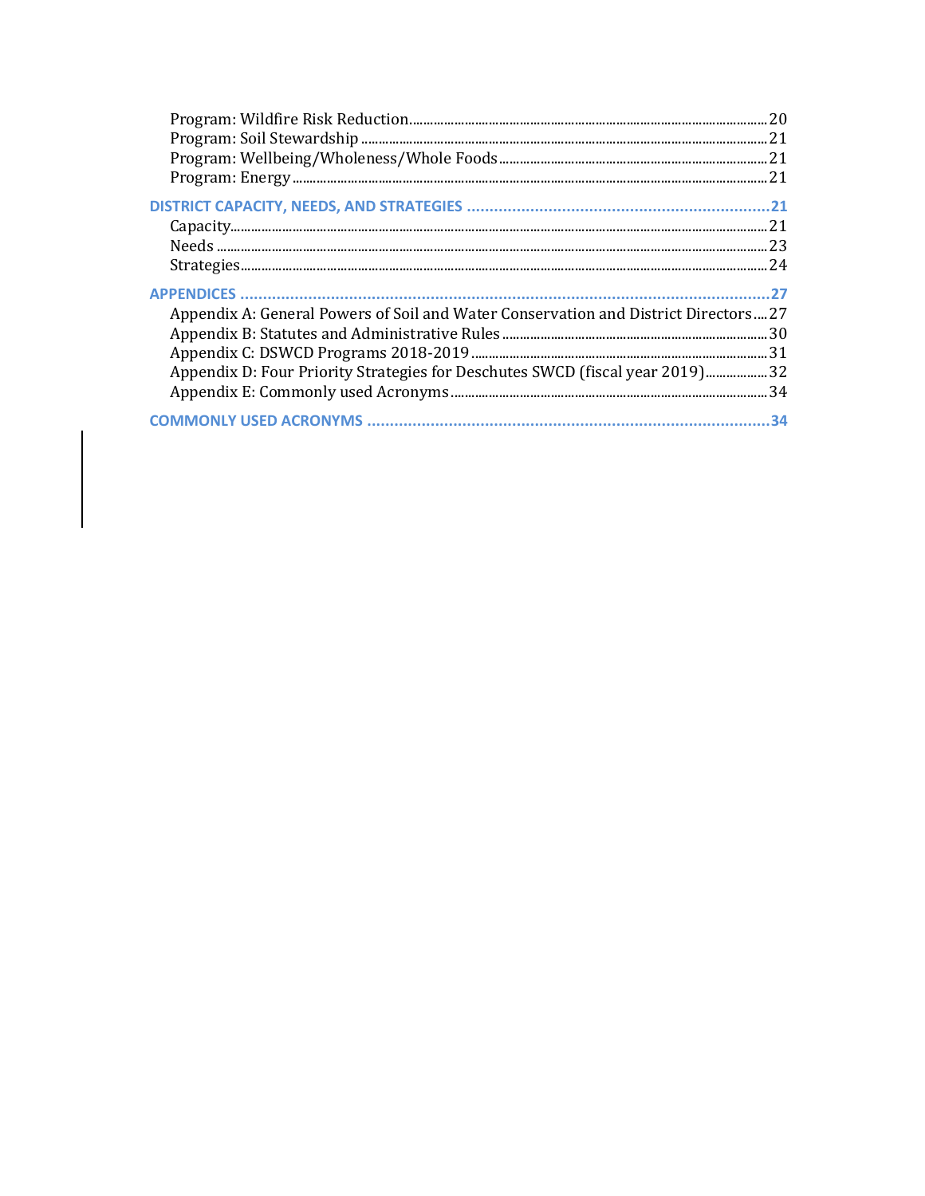Program: Wildfire Risk Reduction........................................................................................................20
Program: Soil Stewardship .....................................................................................................................21
Program: Wellbeing/Wholeness/Whole Foods.............................................................................21
Program: Energy..........................................................................................................................................21

**DISTRICT CAPACITY, NEEDS, AND STRATEGIES ......................................................................21**
Capacity..........................................................................................................................................................21
Needs ................................................................................................................................................................23
Strategies........................................................................................................................................................24

**APPENDICES .......................................................................................................................................27**
Appendix A: General Powers of Soil and Water Conservation and District Directors....27
Appendix B: Statutes and Administrative Rules ............................................................................30
Appendix C: DSWCD Programs 2018-2019.......................................................................................31
Appendix D: Four Priority Strategies for Deschutes SWCD (fiscal year 2019)..................32
Appendix E: Commonly used Acronyms...........................................................................................34

**COMMONLY USED ACRONYMS ........................................................................................................34**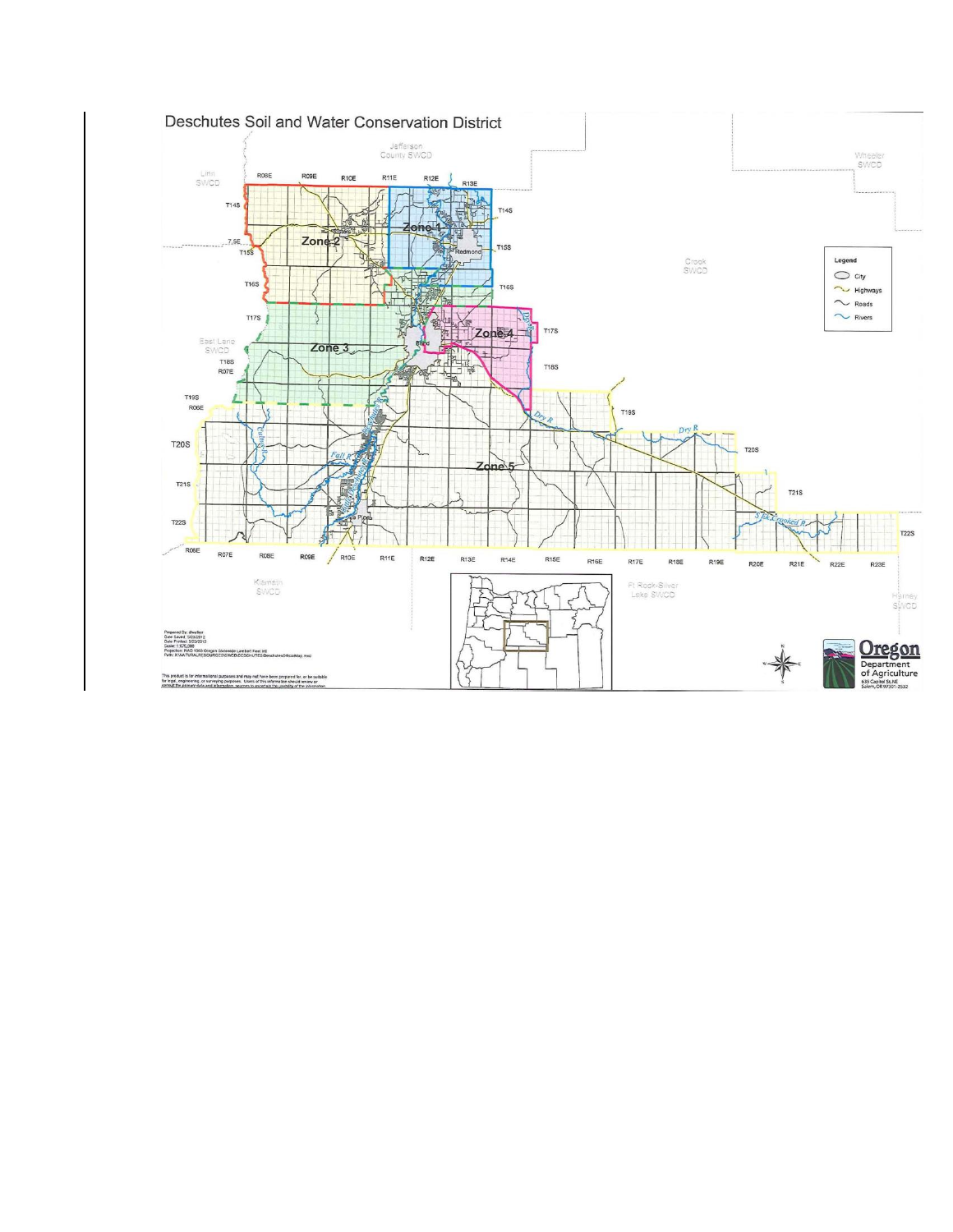# Deschutes Soil and Water Conservation District

Jefferson County SWCD

Wheeler SWCD

Linn SWCD

R08E R09E R10E R11E R12E R13E

T14S

Zone 1

Zone 2

Redmond

T15S

7.5E

T16S

T17S

Crook SWCD

Legend

City

Highways

Roads

Rivers

East Lane SWCD

Zone 3

Zone 4

Bend

T18S

R07E

T19S

R06E

T20S

Zone 5

T21S

T22S

Dry R

Fall R

S Fk Crooked R

R06E R07E R08E R09E R10E R11E R12E R13E R14E R15E R16E R17E R18E R19E R20E R21E R22E R23E

Klamath SWCD

Ft Rock-Silver Lake SWCD

Harney SWCD

Prepared By: dwalker
Date Saved: 5/23/2012
Date Printed: 5/23/2012
Scale: 1:575,000
Projection: NAD 1983 Oregon Statewide Lambert Feet Intl
Path: X:\NATURALRESOURCES\SWCD\DESCHUTES\DeschutesOfficialMap.mxd

This product is for informational purposes and may not have been prepared for, or be suitable for legal, engineering, or surveying purposes. Users of this information should review or consult the primary data and information sources to ascertain the usability of the information.

Oregon Department of Agriculture
635 Capitol St NE
Salem, OR 97301-2532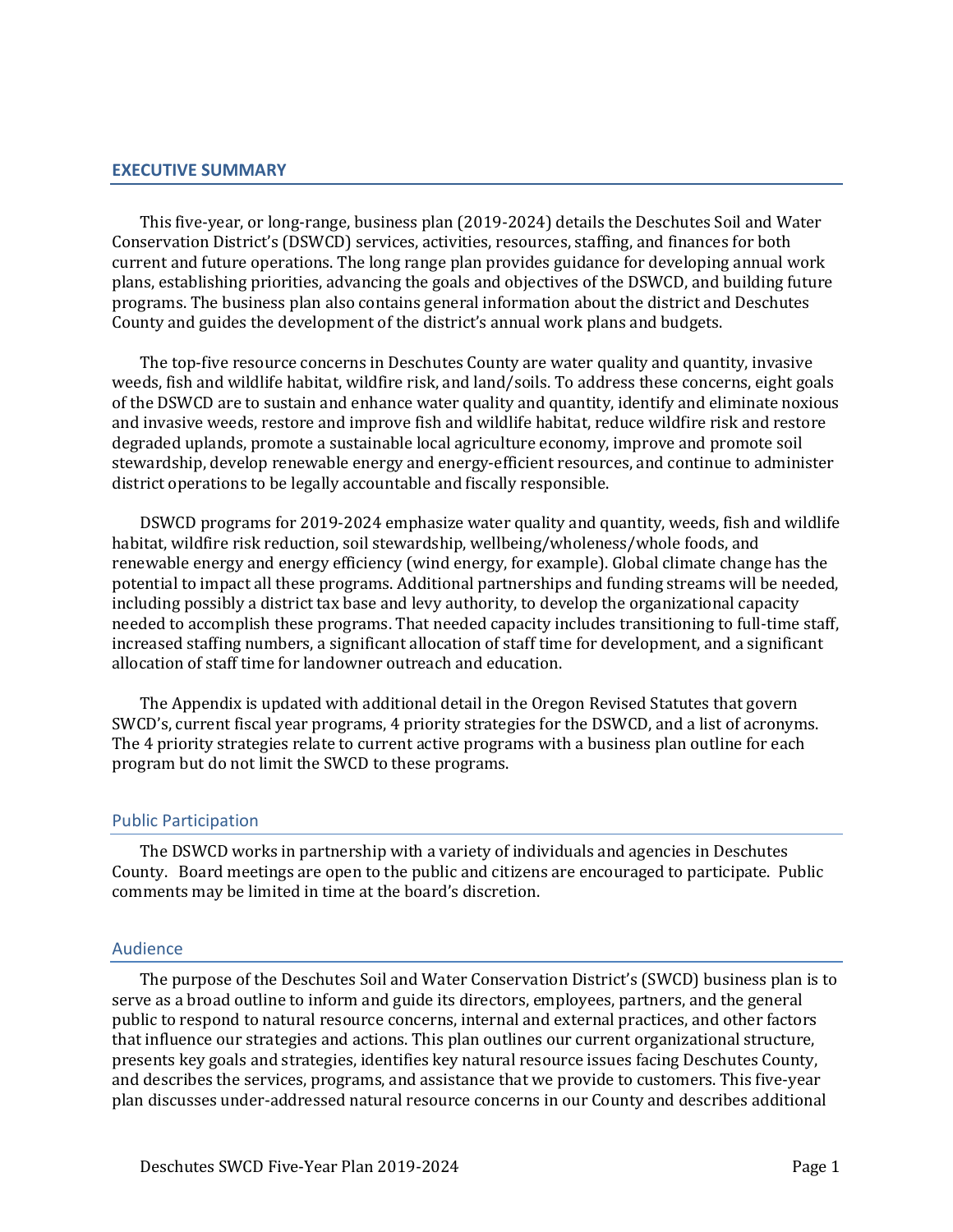## EXECUTIVE SUMMARY

This five-year, or long-range, business plan (2019-2024) details the Deschutes Soil and Water Conservation District's (DSWCD) services, activities, resources, staffing, and finances for both current and future operations. The long range plan provides guidance for developing annual work plans, establishing priorities, advancing the goals and objectives of the DSWCD, and building future programs. The business plan also contains general information about the district and Deschutes County and guides the development of the district's annual work plans and budgets.

The top-five resource concerns in Deschutes County are water quality and quantity, invasive weeds, fish and wildlife habitat, wildfire risk, and land/soils. To address these concerns, eight goals of the DSWCD are to sustain and enhance water quality and quantity, identify and eliminate noxious and invasive weeds, restore and improve fish and wildlife habitat, reduce wildfire risk and restore degraded uplands, promote a sustainable local agriculture economy, improve and promote soil stewardship, develop renewable energy and energy-efficient resources, and continue to administer district operations to be legally accountable and fiscally responsible.

DSWCD programs for 2019-2024 emphasize water quality and quantity, weeds, fish and wildlife habitat, wildfire risk reduction, soil stewardship, wellbeing/wholeness/whole foods, and renewable energy and energy efficiency (wind energy, for example). Global climate change has the potential to impact all these programs. Additional partnerships and funding streams will be needed, including possibly a district tax base and levy authority, to develop the organizational capacity needed to accomplish these programs. That needed capacity includes transitioning to full-time staff, increased staffing numbers, a significant allocation of staff time for development, and a significant allocation of staff time for landowner outreach and education.

The Appendix is updated with additional detail in the Oregon Revised Statutes that govern SWCD's, current fiscal year programs, 4 priority strategies for the DSWCD, and a list of acronyms. The 4 priority strategies relate to current active programs with a business plan outline for each program but do not limit the SWCD to these programs.

### Public Participation

The DSWCD works in partnership with a variety of individuals and agencies in Deschutes County. Board meetings are open to the public and citizens are encouraged to participate. Public comments may be limited in time at the board's discretion.

### Audience

The purpose of the Deschutes Soil and Water Conservation District's (SWCD) business plan is to serve as a broad outline to inform and guide its directors, employees, partners, and the general public to respond to natural resource concerns, internal and external practices, and other factors that influence our strategies and actions. This plan outlines our current organizational structure, presents key goals and strategies, identifies key natural resource issues facing Deschutes County, and describes the services, programs, and assistance that we provide to customers. This five-year plan discusses under-addressed natural resource concerns in our County and describes additional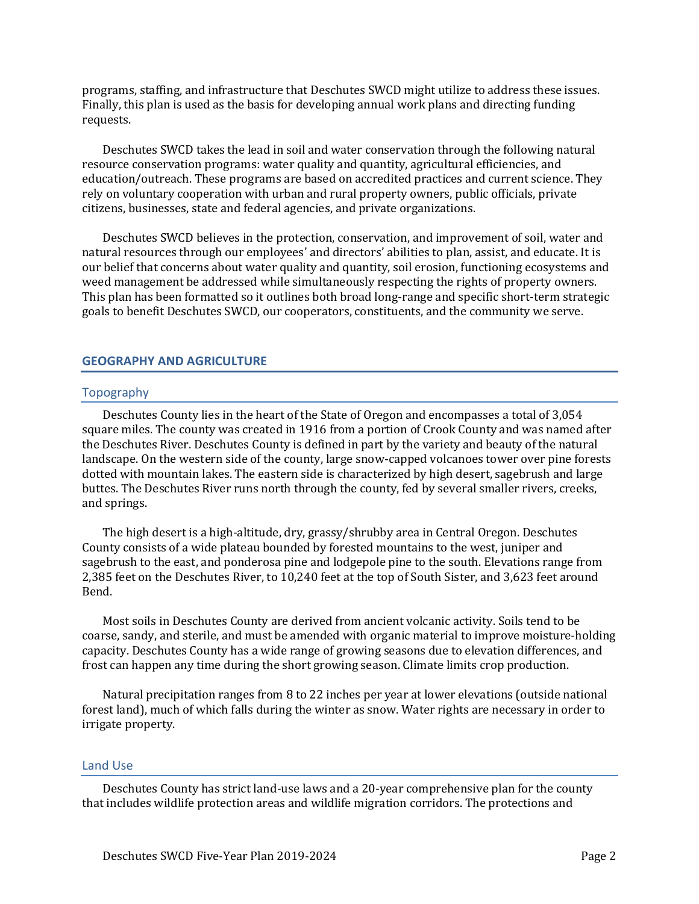programs, staffing, and infrastructure that Deschutes SWCD might utilize to address these issues. Finally, this plan is used as the basis for developing annual work plans and directing funding requests.

Deschutes SWCD takes the lead in soil and water conservation through the following natural resource conservation programs: water quality and quantity, agricultural efficiencies, and education/outreach. These programs are based on accredited practices and current science. They rely on voluntary cooperation with urban and rural property owners, public officials, private citizens, businesses, state and federal agencies, and private organizations.

Deschutes SWCD believes in the protection, conservation, and improvement of soil, water and natural resources through our employees' and directors' abilities to plan, assist, and educate. It is our belief that concerns about water quality and quantity, soil erosion, functioning ecosystems and weed management be addressed while simultaneously respecting the rights of property owners. This plan has been formatted so it outlines both broad long-range and specific short-term strategic goals to benefit Deschutes SWCD, our cooperators, constituents, and the community we serve.

## GEOGRAPHY AND AGRICULTURE

### Topography

Deschutes County lies in the heart of the State of Oregon and encompasses a total of 3,054 square miles. The county was created in 1916 from a portion of Crook County and was named after the Deschutes River. Deschutes County is defined in part by the variety and beauty of the natural landscape. On the western side of the county, large snow-capped volcanoes tower over pine forests dotted with mountain lakes. The eastern side is characterized by high desert, sagebrush and large buttes. The Deschutes River runs north through the county, fed by several smaller rivers, creeks, and springs.

The high desert is a high-altitude, dry, grassy/shrubby area in Central Oregon. Deschutes County consists of a wide plateau bounded by forested mountains to the west, juniper and sagebrush to the east, and ponderosa pine and lodgepole pine to the south. Elevations range from 2,385 feet on the Deschutes River, to 10,240 feet at the top of South Sister, and 3,623 feet around Bend.

Most soils in Deschutes County are derived from ancient volcanic activity. Soils tend to be coarse, sandy, and sterile, and must be amended with organic material to improve moisture-holding capacity. Deschutes County has a wide range of growing seasons due to elevation differences, and frost can happen any time during the short growing season. Climate limits crop production.

Natural precipitation ranges from 8 to 22 inches per year at lower elevations (outside national forest land), much of which falls during the winter as snow. Water rights are necessary in order to irrigate property.

### Land Use

Deschutes County has strict land-use laws and a 20-year comprehensive plan for the county that includes wildlife protection areas and wildlife migration corridors. The protections and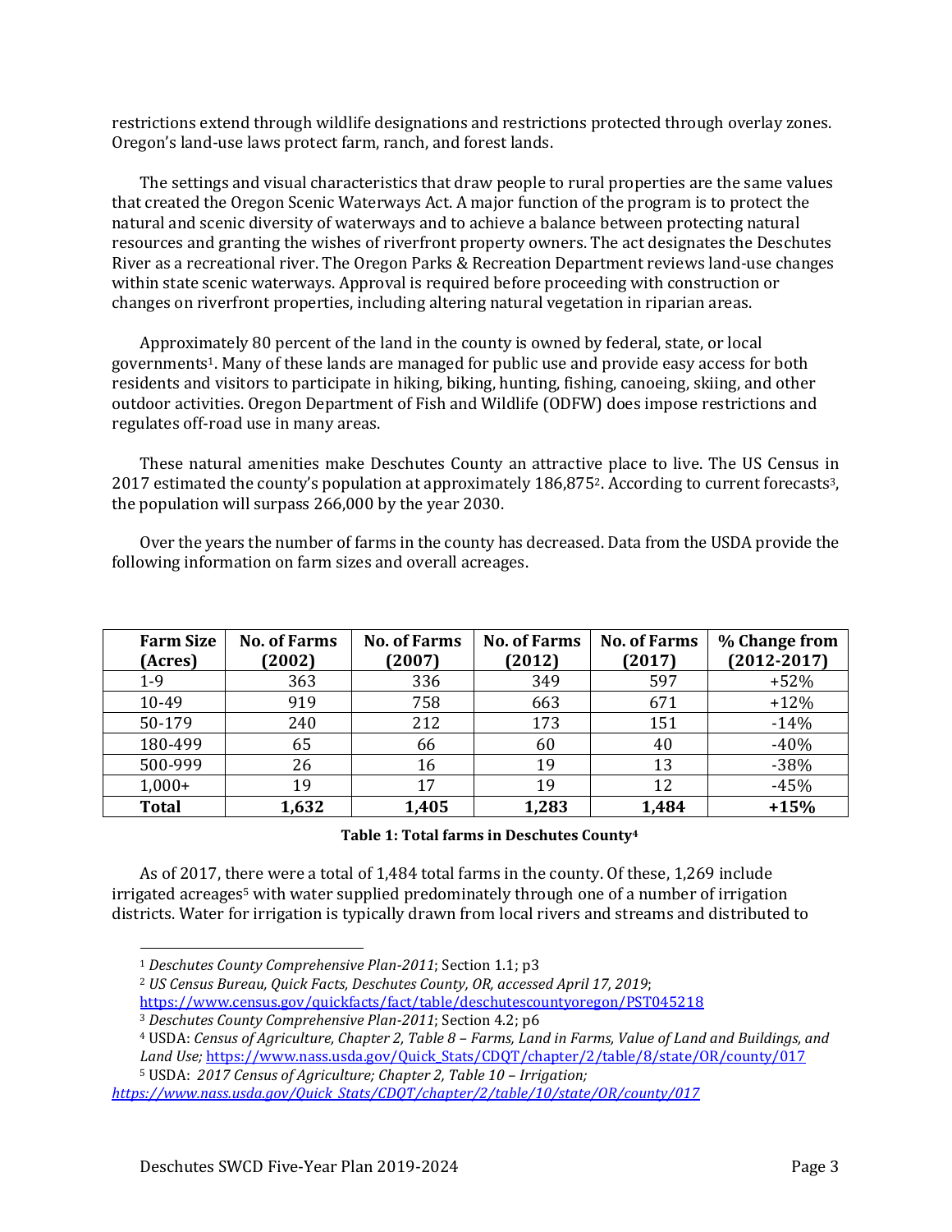restrictions extend through wildlife designations and restrictions protected through overlay zones. Oregon's land-use laws protect farm, ranch, and forest lands.

The settings and visual characteristics that draw people to rural properties are the same values that created the Oregon Scenic Waterways Act. A major function of the program is to protect the natural and scenic diversity of waterways and to achieve a balance between protecting natural resources and granting the wishes of riverfront property owners. The act designates the Deschutes River as a recreational river. The Oregon Parks & Recreation Department reviews land-use changes within state scenic waterways. Approval is required before proceeding with construction or changes on riverfront properties, including altering natural vegetation in riparian areas.

Approximately 80 percent of the land in the county is owned by federal, state, or local governments[1]. Many of these lands are managed for public use and provide easy access for both residents and visitors to participate in hiking, biking, hunting, fishing, canoeing, skiing, and other outdoor activities. Oregon Department of Fish and Wildlife (ODFW) does impose restrictions and regulates off-road use in many areas.

These natural amenities make Deschutes County an attractive place to live. The US Census in 2017 estimated the county's population at approximately 186,875[2]. According to current forecasts[3], the population will surpass 266,000 by the year 2030.

Over the years the number of farms in the county has decreased. Data from the USDA provide the following information on farm sizes and overall acreages.

| Farm Size (Acres) | No. of Farms (2002) | No. of Farms (2007) | No. of Farms (2012) | No. of Farms (2017) | % Change from (2012-2017) |
|---|---|---|---|---|---|
| 1-9 | 363 | 336 | 349 | 597 | +52% |
| 10-49 | 919 | 758 | 663 | 671 | +12% |
| 50-179 | 240 | 212 | 173 | 151 | -14% |
| 180-499 | 65 | 66 | 60 | 40 | -40% |
| 500-999 | 26 | 16 | 19 | 13 | -38% |
| 1,000+ | 19 | 17 | 19 | 12 | -45% |
| **Total** | **1,632** | **1,405** | **1,283** | **1,484** | **+15%** |

**Table 1: Total farms in Deschutes County[4]**

As of 2017, there were a total of 1,484 total farms in the county. Of these, 1,269 include irrigated acreages[5] with water supplied predominately through one of a number of irrigation districts. Water for irrigation is typically drawn from local rivers and streams and distributed to

[1] *Deschutes County Comprehensive Plan-2011*; Section 1.1; p3

[2] *US Census Bureau, Quick Facts, Deschutes County, OR, accessed April 17, 2019*; https://www.census.gov/quickfacts/fact/table/deschutescountyoregon/PST045218

[3] *Deschutes County Comprehensive Plan-2011*; Section 4.2; p6

[4] USDA: *Census of Agriculture, Chapter 2, Table 8 – Farms, Land in Farms, Value of Land and Buildings, and Land Use;* https://www.nass.usda.gov/Quick_Stats/CDQT/chapter/2/table/8/state/OR/county/017

[5] USDA: *2017 Census of Agriculture; Chapter 2, Table 10 – Irrigation; https://www.nass.usda.gov/Quick_Stats/CDQT/chapter/2/table/10/state/OR/county/017*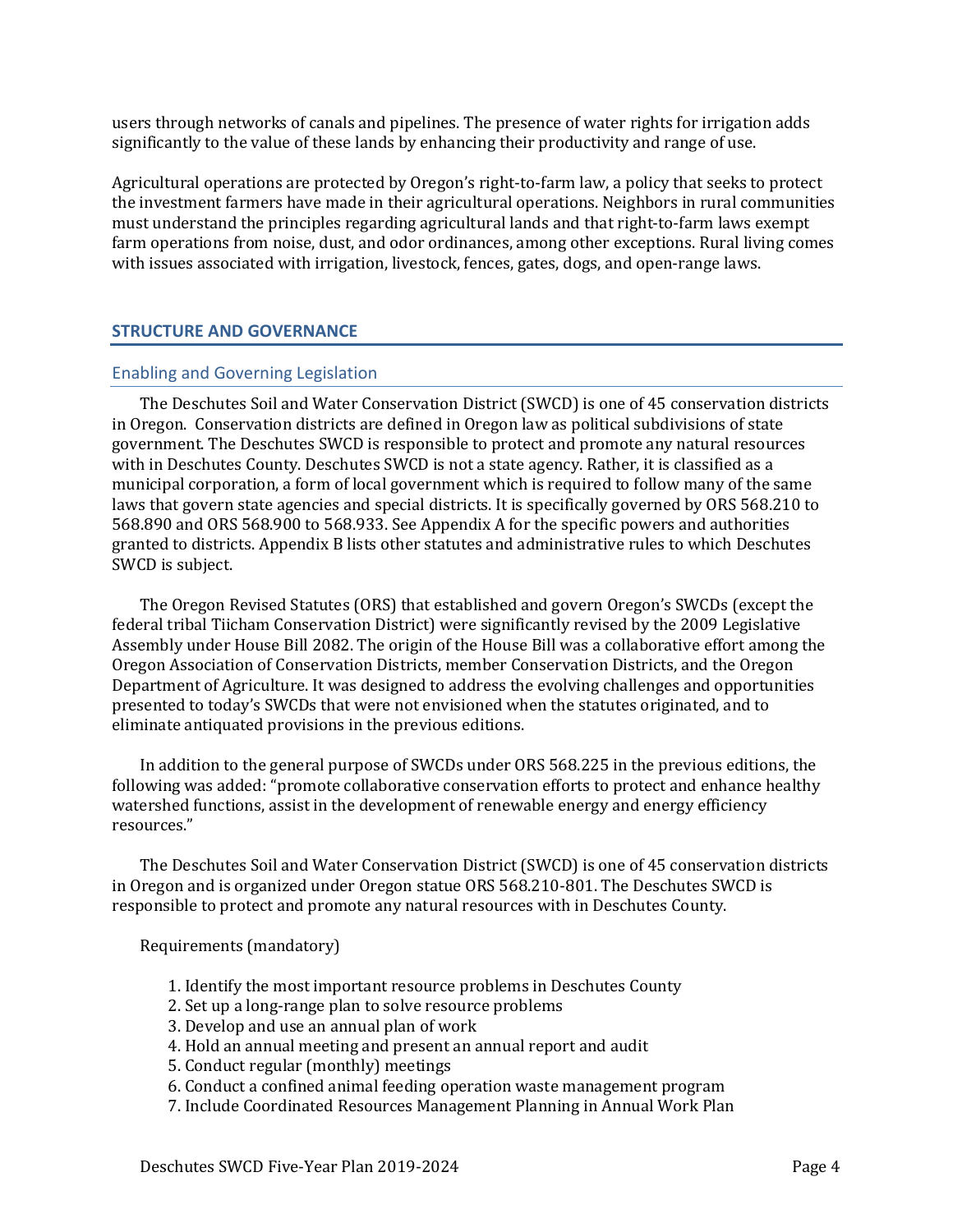users through networks of canals and pipelines. The presence of water rights for irrigation adds significantly to the value of these lands by enhancing their productivity and range of use.

Agricultural operations are protected by Oregon's right-to-farm law, a policy that seeks to protect the investment farmers have made in their agricultural operations. Neighbors in rural communities must understand the principles regarding agricultural lands and that right-to-farm laws exempt farm operations from noise, dust, and odor ordinances, among other exceptions. Rural living comes with issues associated with irrigation, livestock, fences, gates, dogs, and open-range laws.

## STRUCTURE AND GOVERNANCE

### Enabling and Governing Legislation

The Deschutes Soil and Water Conservation District (SWCD) is one of 45 conservation districts in Oregon. Conservation districts are defined in Oregon law as political subdivisions of state government. The Deschutes SWCD is responsible to protect and promote any natural resources with in Deschutes County. Deschutes SWCD is not a state agency. Rather, it is classified as a municipal corporation, a form of local government which is required to follow many of the same laws that govern state agencies and special districts. It is specifically governed by ORS 568.210 to 568.890 and ORS 568.900 to 568.933. See Appendix A for the specific powers and authorities granted to districts. Appendix B lists other statutes and administrative rules to which Deschutes SWCD is subject.

The Oregon Revised Statutes (ORS) that established and govern Oregon's SWCDs (except the federal tribal Tiicham Conservation District) were significantly revised by the 2009 Legislative Assembly under House Bill 2082. The origin of the House Bill was a collaborative effort among the Oregon Association of Conservation Districts, member Conservation Districts, and the Oregon Department of Agriculture. It was designed to address the evolving challenges and opportunities presented to today's SWCDs that were not envisioned when the statutes originated, and to eliminate antiquated provisions in the previous editions.

In addition to the general purpose of SWCDs under ORS 568.225 in the previous editions, the following was added: "promote collaborative conservation efforts to protect and enhance healthy watershed functions, assist in the development of renewable energy and energy efficiency resources."

The Deschutes Soil and Water Conservation District (SWCD) is one of 45 conservation districts in Oregon and is organized under Oregon statue ORS 568.210-801. The Deschutes SWCD is responsible to protect and promote any natural resources with in Deschutes County.

Requirements (mandatory)

1. Identify the most important resource problems in Deschutes County
2. Set up a long-range plan to solve resource problems
3. Develop and use an annual plan of work
4. Hold an annual meeting and present an annual report and audit
5. Conduct regular (monthly) meetings
6. Conduct a confined animal feeding operation waste management program
7. Include Coordinated Resources Management Planning in Annual Work Plan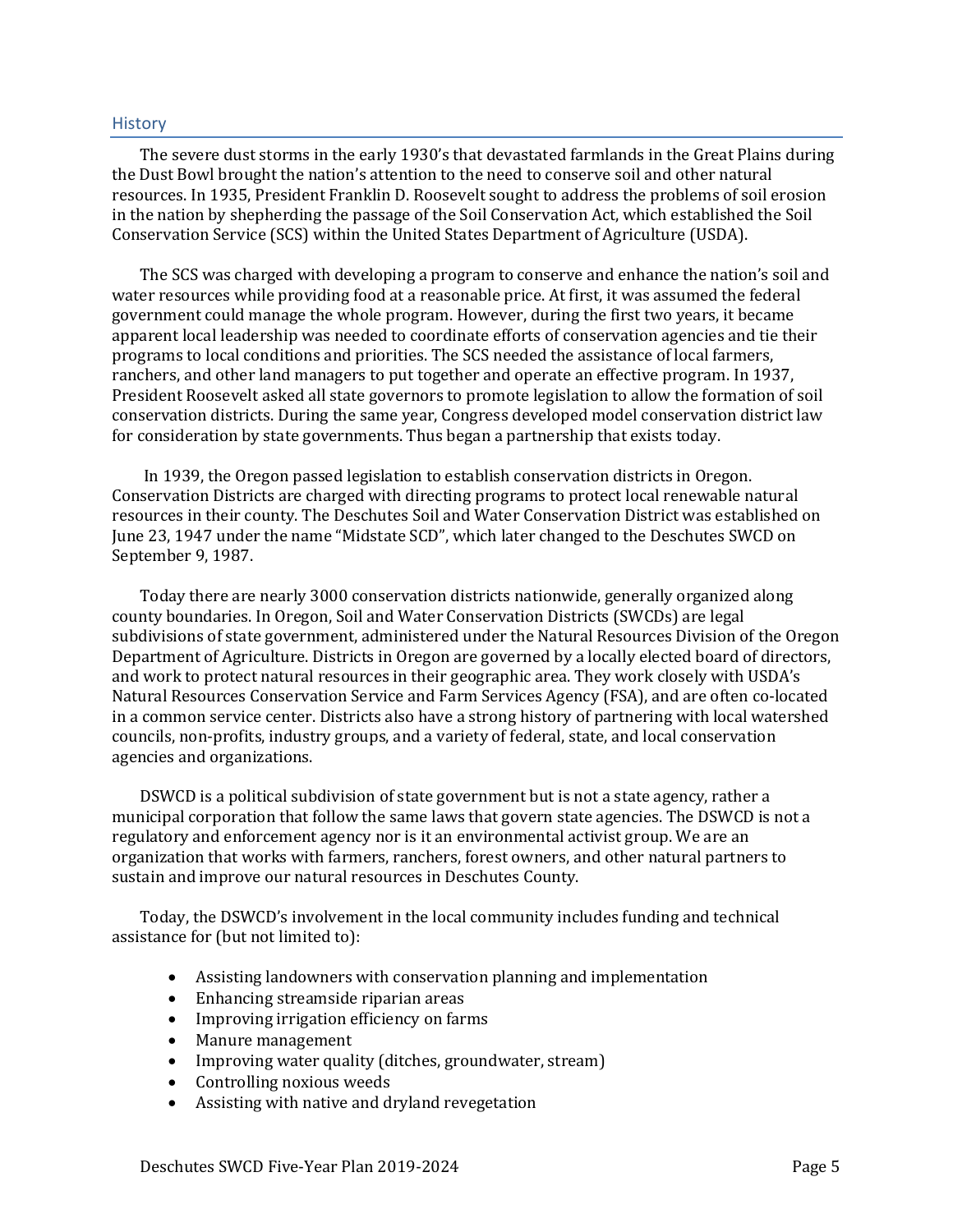## History

The severe dust storms in the early 1930's that devastated farmlands in the Great Plains during the Dust Bowl brought the nation's attention to the need to conserve soil and other natural resources. In 1935, President Franklin D. Roosevelt sought to address the problems of soil erosion in the nation by shepherding the passage of the Soil Conservation Act, which established the Soil Conservation Service (SCS) within the United States Department of Agriculture (USDA).

The SCS was charged with developing a program to conserve and enhance the nation's soil and water resources while providing food at a reasonable price. At first, it was assumed the federal government could manage the whole program. However, during the first two years, it became apparent local leadership was needed to coordinate efforts of conservation agencies and tie their programs to local conditions and priorities. The SCS needed the assistance of local farmers, ranchers, and other land managers to put together and operate an effective program. In 1937, President Roosevelt asked all state governors to promote legislation to allow the formation of soil conservation districts. During the same year, Congress developed model conservation district law for consideration by state governments. Thus began a partnership that exists today.

In 1939, the Oregon passed legislation to establish conservation districts in Oregon. Conservation Districts are charged with directing programs to protect local renewable natural resources in their county. The Deschutes Soil and Water Conservation District was established on June 23, 1947 under the name "Midstate SCD", which later changed to the Deschutes SWCD on September 9, 1987.

Today there are nearly 3000 conservation districts nationwide, generally organized along county boundaries. In Oregon, Soil and Water Conservation Districts (SWCDs) are legal subdivisions of state government, administered under the Natural Resources Division of the Oregon Department of Agriculture. Districts in Oregon are governed by a locally elected board of directors, and work to protect natural resources in their geographic area. They work closely with USDA's Natural Resources Conservation Service and Farm Services Agency (FSA), and are often co-located in a common service center. Districts also have a strong history of partnering with local watershed councils, non-profits, industry groups, and a variety of federal, state, and local conservation agencies and organizations.

DSWCD is a political subdivision of state government but is not a state agency, rather a municipal corporation that follow the same laws that govern state agencies. The DSWCD is not a regulatory and enforcement agency nor is it an environmental activist group. We are an organization that works with farmers, ranchers, forest owners, and other natural partners to sustain and improve our natural resources in Deschutes County.

Today, the DSWCD's involvement in the local community includes funding and technical assistance for (but not limited to):

- Assisting landowners with conservation planning and implementation
- Enhancing streamside riparian areas
- Improving irrigation efficiency on farms
- Manure management
- Improving water quality (ditches, groundwater, stream)
- Controlling noxious weeds
- Assisting with native and dryland revegetation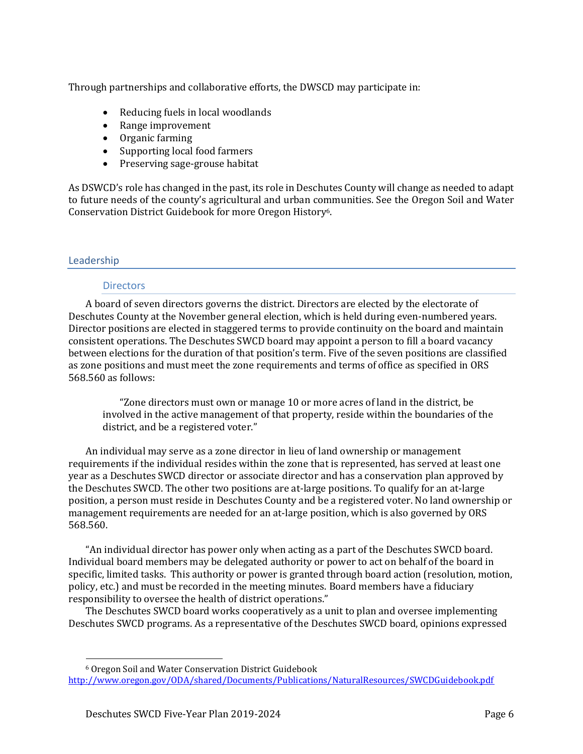Through partnerships and collaborative efforts, the DWSCD may participate in:

- Reducing fuels in local woodlands
- Range improvement
- Organic farming
- Supporting local food farmers
- Preserving sage-grouse habitat

As DSWCD's role has changed in the past, its role in Deschutes County will change as needed to adapt to future needs of the county's agricultural and urban communities. See the Oregon Soil and Water Conservation District Guidebook for more Oregon History[6].

## Leadership

### Directors

A board of seven directors governs the district. Directors are elected by the electorate of Deschutes County at the November general election, which is held during even-numbered years. Director positions are elected in staggered terms to provide continuity on the board and maintain consistent operations. The Deschutes SWCD board may appoint a person to fill a board vacancy between elections for the duration of that position's term. Five of the seven positions are classified as zone positions and must meet the zone requirements and terms of office as specified in ORS 568.560 as follows:

> "Zone directors must own or manage 10 or more acres of land in the district, be involved in the active management of that property, reside within the boundaries of the district, and be a registered voter."

An individual may serve as a zone director in lieu of land ownership or management requirements if the individual resides within the zone that is represented, has served at least one year as a Deschutes SWCD director or associate director and has a conservation plan approved by the Deschutes SWCD. The other two positions are at-large positions. To qualify for an at-large position, a person must reside in Deschutes County and be a registered voter. No land ownership or management requirements are needed for an at-large position, which is also governed by ORS 568.560.

"An individual director has power only when acting as a part of the Deschutes SWCD board. Individual board members may be delegated authority or power to act on behalf of the board in specific, limited tasks. This authority or power is granted through board action (resolution, motion, policy, etc.) and must be recorded in the meeting minutes. Board members have a fiduciary responsibility to oversee the health of district operations."

The Deschutes SWCD board works cooperatively as a unit to plan and oversee implementing Deschutes SWCD programs. As a representative of the Deschutes SWCD board, opinions expressed

[6] Oregon Soil and Water Conservation District Guidebook http://www.oregon.gov/ODA/shared/Documents/Publications/NaturalResources/SWCDGuidebook.pdf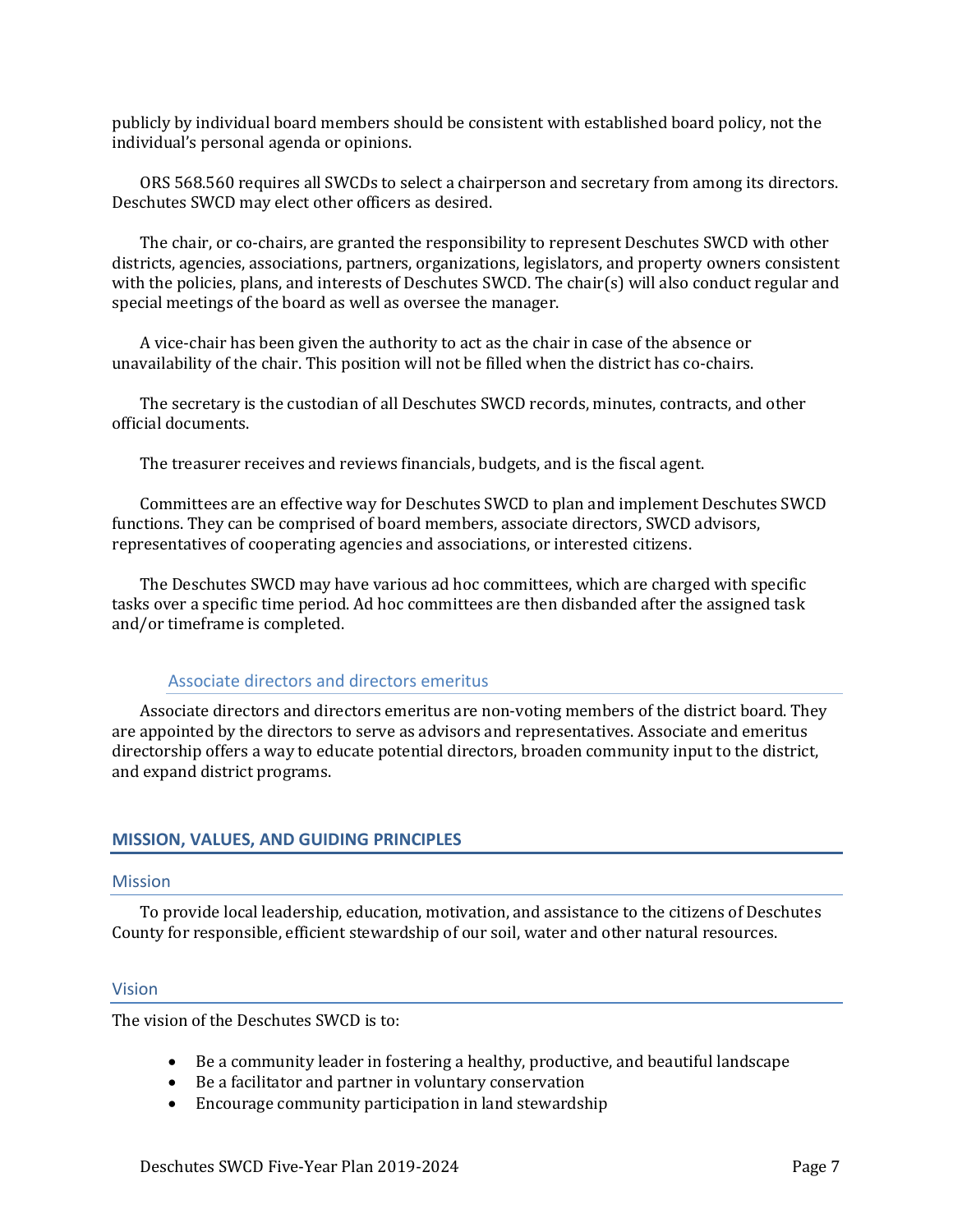publicly by individual board members should be consistent with established board policy, not the individual's personal agenda or opinions.

ORS 568.560 requires all SWCDs to select a chairperson and secretary from among its directors. Deschutes SWCD may elect other officers as desired.

The chair, or co-chairs, are granted the responsibility to represent Deschutes SWCD with other districts, agencies, associations, partners, organizations, legislators, and property owners consistent with the policies, plans, and interests of Deschutes SWCD. The chair(s) will also conduct regular and special meetings of the board as well as oversee the manager.

A vice-chair has been given the authority to act as the chair in case of the absence or unavailability of the chair. This position will not be filled when the district has co-chairs.

The secretary is the custodian of all Deschutes SWCD records, minutes, contracts, and other official documents.

The treasurer receives and reviews financials, budgets, and is the fiscal agent.

Committees are an effective way for Deschutes SWCD to plan and implement Deschutes SWCD functions. They can be comprised of board members, associate directors, SWCD advisors, representatives of cooperating agencies and associations, or interested citizens.

The Deschutes SWCD may have various ad hoc committees, which are charged with specific tasks over a specific time period. Ad hoc committees are then disbanded after the assigned task and/or timeframe is completed.

### Associate directors and directors emeritus

Associate directors and directors emeritus are non-voting members of the district board. They are appointed by the directors to serve as advisors and representatives. Associate and emeritus directorship offers a way to educate potential directors, broaden community input to the district, and expand district programs.

## MISSION, VALUES, AND GUIDING PRINCIPLES

### Mission

To provide local leadership, education, motivation, and assistance to the citizens of Deschutes County for responsible, efficient stewardship of our soil, water and other natural resources.

### Vision

The vision of the Deschutes SWCD is to:

- Be a community leader in fostering a healthy, productive, and beautiful landscape
- Be a facilitator and partner in voluntary conservation
- Encourage community participation in land stewardship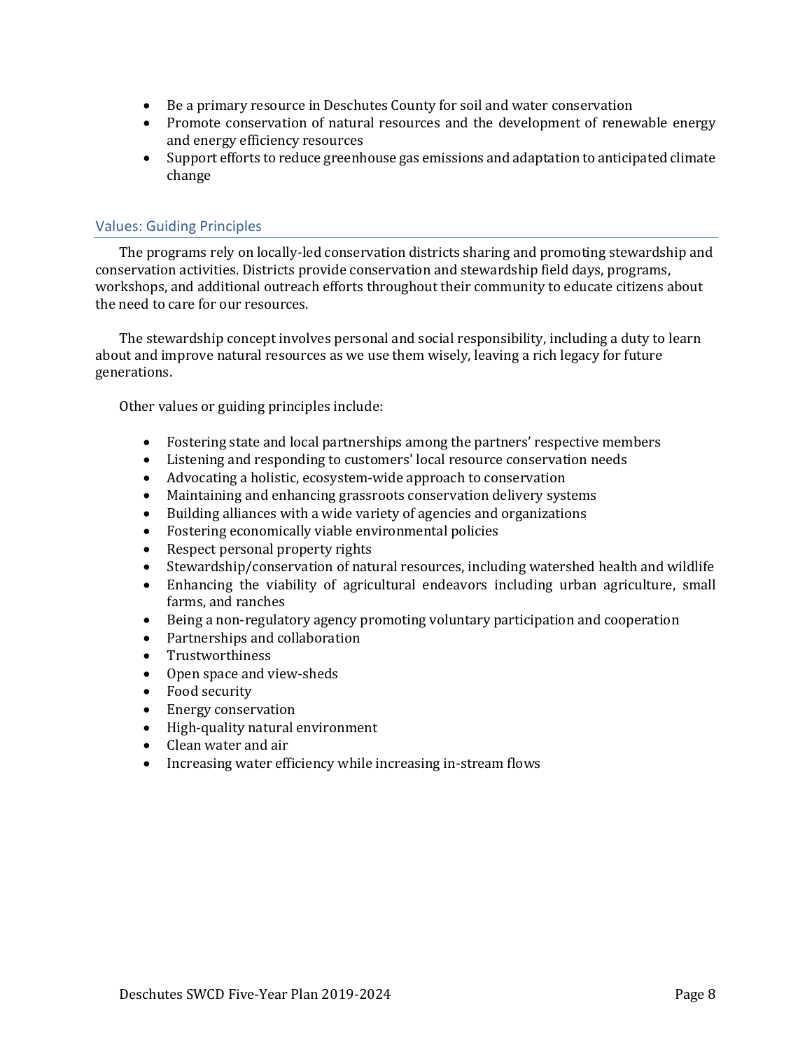- Be a primary resource in Deschutes County for soil and water conservation
- Promote conservation of natural resources and the development of renewable energy and energy efficiency resources
- Support efforts to reduce greenhouse gas emissions and adaptation to anticipated climate change

## Values: Guiding Principles

The programs rely on locally-led conservation districts sharing and promoting stewardship and conservation activities. Districts provide conservation and stewardship field days, programs, workshops, and additional outreach efforts throughout their community to educate citizens about the need to care for our resources.

The stewardship concept involves personal and social responsibility, including a duty to learn about and improve natural resources as we use them wisely, leaving a rich legacy for future generations.

Other values or guiding principles include:

- Fostering state and local partnerships among the partners' respective members
- Listening and responding to customers' local resource conservation needs
- Advocating a holistic, ecosystem-wide approach to conservation
- Maintaining and enhancing grassroots conservation delivery systems
- Building alliances with a wide variety of agencies and organizations
- Fostering economically viable environmental policies
- Respect personal property rights
- Stewardship/conservation of natural resources, including watershed health and wildlife
- Enhancing the viability of agricultural endeavors including urban agriculture, small farms, and ranches
- Being a non-regulatory agency promoting voluntary participation and cooperation
- Partnerships and collaboration
- Trustworthiness
- Open space and view-sheds
- Food security
- Energy conservation
- High-quality natural environment
- Clean water and air
- Increasing water efficiency while increasing in-stream flows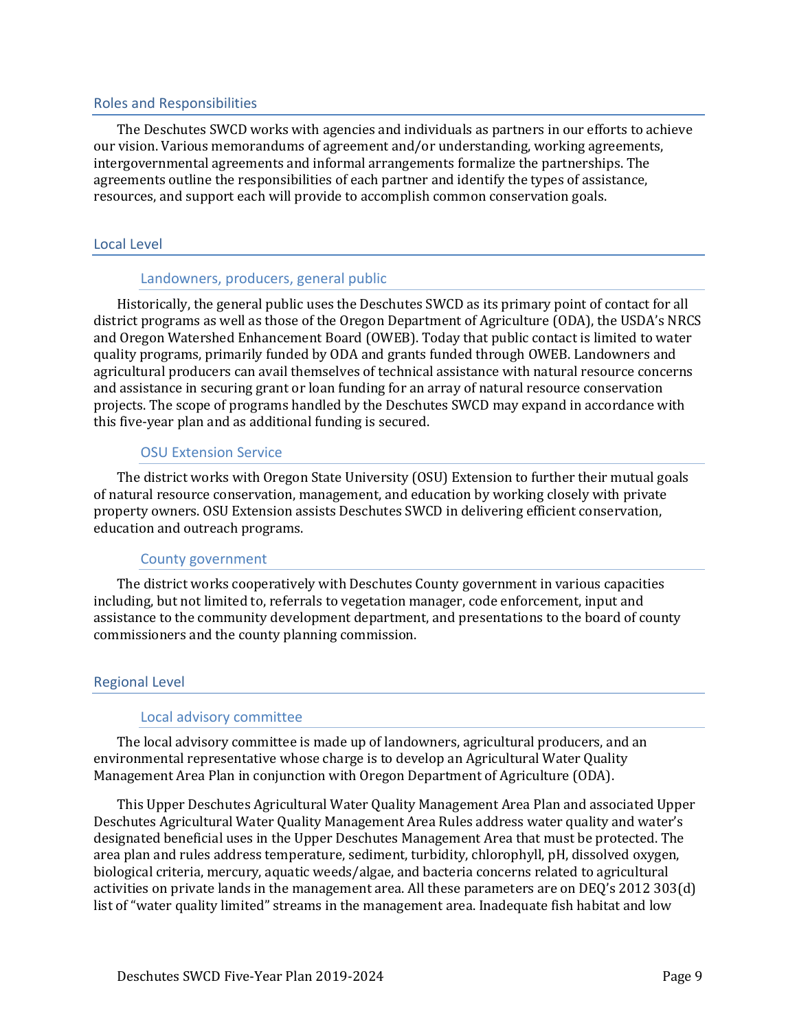## Roles and Responsibilities

The Deschutes SWCD works with agencies and individuals as partners in our efforts to achieve our vision. Various memorandums of agreement and/or understanding, working agreements, intergovernmental agreements and informal arrangements formalize the partnerships. The agreements outline the responsibilities of each partner and identify the types of assistance, resources, and support each will provide to accomplish common conservation goals.

## Local Level

### Landowners, producers, general public

Historically, the general public uses the Deschutes SWCD as its primary point of contact for all district programs as well as those of the Oregon Department of Agriculture (ODA), the USDA's NRCS and Oregon Watershed Enhancement Board (OWEB). Today that public contact is limited to water quality programs, primarily funded by ODA and grants funded through OWEB. Landowners and agricultural producers can avail themselves of technical assistance with natural resource concerns and assistance in securing grant or loan funding for an array of natural resource conservation projects. The scope of programs handled by the Deschutes SWCD may expand in accordance with this five-year plan and as additional funding is secured.

### OSU Extension Service

The district works with Oregon State University (OSU) Extension to further their mutual goals of natural resource conservation, management, and education by working closely with private property owners. OSU Extension assists Deschutes SWCD in delivering efficient conservation, education and outreach programs.

### County government

The district works cooperatively with Deschutes County government in various capacities including, but not limited to, referrals to vegetation manager, code enforcement, input and assistance to the community development department, and presentations to the board of county commissioners and the county planning commission.

## Regional Level

### Local advisory committee

The local advisory committee is made up of landowners, agricultural producers, and an environmental representative whose charge is to develop an Agricultural Water Quality Management Area Plan in conjunction with Oregon Department of Agriculture (ODA).

This Upper Deschutes Agricultural Water Quality Management Area Plan and associated Upper Deschutes Agricultural Water Quality Management Area Rules address water quality and water's designated beneficial uses in the Upper Deschutes Management Area that must be protected. The area plan and rules address temperature, sediment, turbidity, chlorophyll, pH, dissolved oxygen, biological criteria, mercury, aquatic weeds/algae, and bacteria concerns related to agricultural activities on private lands in the management area. All these parameters are on DEQ's 2012 303(d) list of "water quality limited" streams in the management area. Inadequate fish habitat and low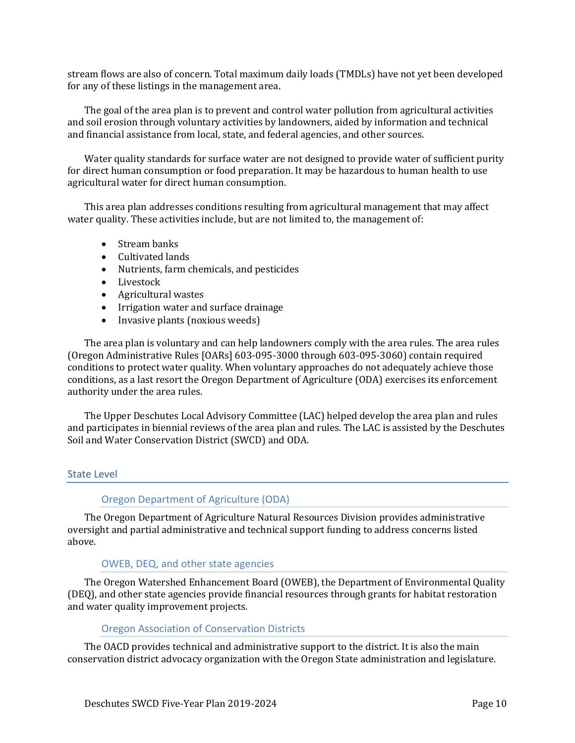stream flows are also of concern. Total maximum daily loads (TMDLs) have not yet been developed for any of these listings in the management area.

The goal of the area plan is to prevent and control water pollution from agricultural activities and soil erosion through voluntary activities by landowners, aided by information and technical and financial assistance from local, state, and federal agencies, and other sources.

Water quality standards for surface water are not designed to provide water of sufficient purity for direct human consumption or food preparation. It may be hazardous to human health to use agricultural water for direct human consumption.

This area plan addresses conditions resulting from agricultural management that may affect water quality. These activities include, but are not limited to, the management of:

- Stream banks
- Cultivated lands
- Nutrients, farm chemicals, and pesticides
- Livestock
- Agricultural wastes
- Irrigation water and surface drainage
- Invasive plants (noxious weeds)

The area plan is voluntary and can help landowners comply with the area rules. The area rules (Oregon Administrative Rules [OARs] 603-095-3000 through 603-095-3060) contain required conditions to protect water quality. When voluntary approaches do not adequately achieve those conditions, as a last resort the Oregon Department of Agriculture (ODA) exercises its enforcement authority under the area rules.

The Upper Deschutes Local Advisory Committee (LAC) helped develop the area plan and rules and participates in biennial reviews of the area plan and rules. The LAC is assisted by the Deschutes Soil and Water Conservation District (SWCD) and ODA.

## State Level

### Oregon Department of Agriculture (ODA)

The Oregon Department of Agriculture Natural Resources Division provides administrative oversight and partial administrative and technical support funding to address concerns listed above.

### OWEB, DEQ, and other state agencies

The Oregon Watershed Enhancement Board (OWEB), the Department of Environmental Quality (DEQ), and other state agencies provide financial resources through grants for habitat restoration and water quality improvement projects.

### Oregon Association of Conservation Districts

The OACD provides technical and administrative support to the district. It is also the main conservation district advocacy organization with the Oregon State administration and legislature.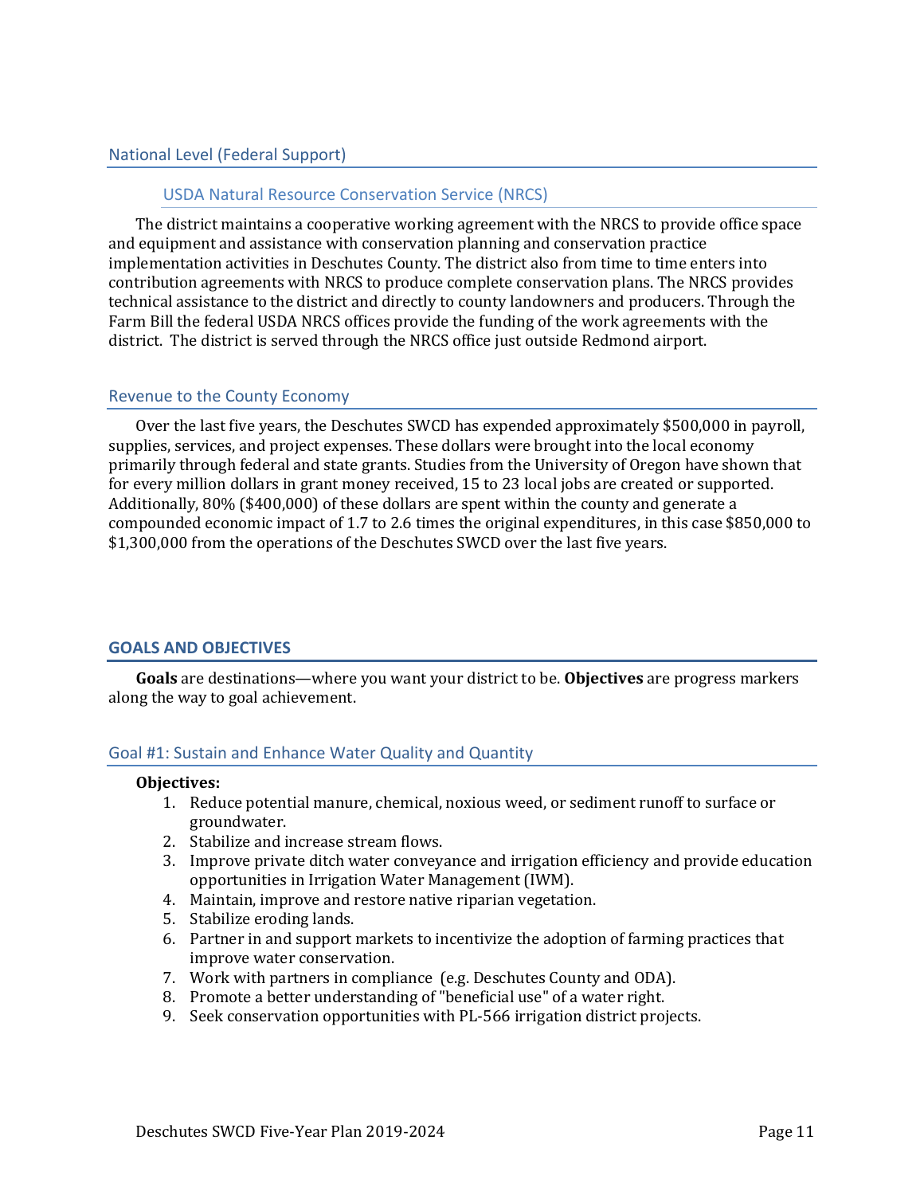## National Level (Federal Support)

### USDA Natural Resource Conservation Service (NRCS)

The district maintains a cooperative working agreement with the NRCS to provide office space and equipment and assistance with conservation planning and conservation practice implementation activities in Deschutes County. The district also from time to time enters into contribution agreements with NRCS to produce complete conservation plans. The NRCS provides technical assistance to the district and directly to county landowners and producers. Through the Farm Bill the federal USDA NRCS offices provide the funding of the work agreements with the district. The district is served through the NRCS office just outside Redmond airport.

## Revenue to the County Economy

Over the last five years, the Deschutes SWCD has expended approximately $500,000 in payroll, supplies, services, and project expenses. These dollars were brought into the local economy primarily through federal and state grants. Studies from the University of Oregon have shown that for every million dollars in grant money received, 15 to 23 local jobs are created or supported. Additionally, 80% ($400,000) of these dollars are spent within the county and generate a compounded economic impact of 1.7 to 2.6 times the original expenditures, in this case $850,000 to $1,300,000 from the operations of the Deschutes SWCD over the last five years.

## GOALS AND OBJECTIVES

**Goals** are destinations—where you want your district to be. **Objectives** are progress markers along the way to goal achievement.

## Goal #1: Sustain and Enhance Water Quality and Quantity

**Objectives:**

1. Reduce potential manure, chemical, noxious weed, or sediment runoff to surface or groundwater.
2. Stabilize and increase stream flows.
3. Improve private ditch water conveyance and irrigation efficiency and provide education opportunities in Irrigation Water Management (IWM).
4. Maintain, improve and restore native riparian vegetation.
5. Stabilize eroding lands.
6. Partner in and support markets to incentivize the adoption of farming practices that improve water conservation.
7. Work with partners in compliance (e.g. Deschutes County and ODA).
8. Promote a better understanding of "beneficial use" of a water right.
9. Seek conservation opportunities with PL-566 irrigation district projects.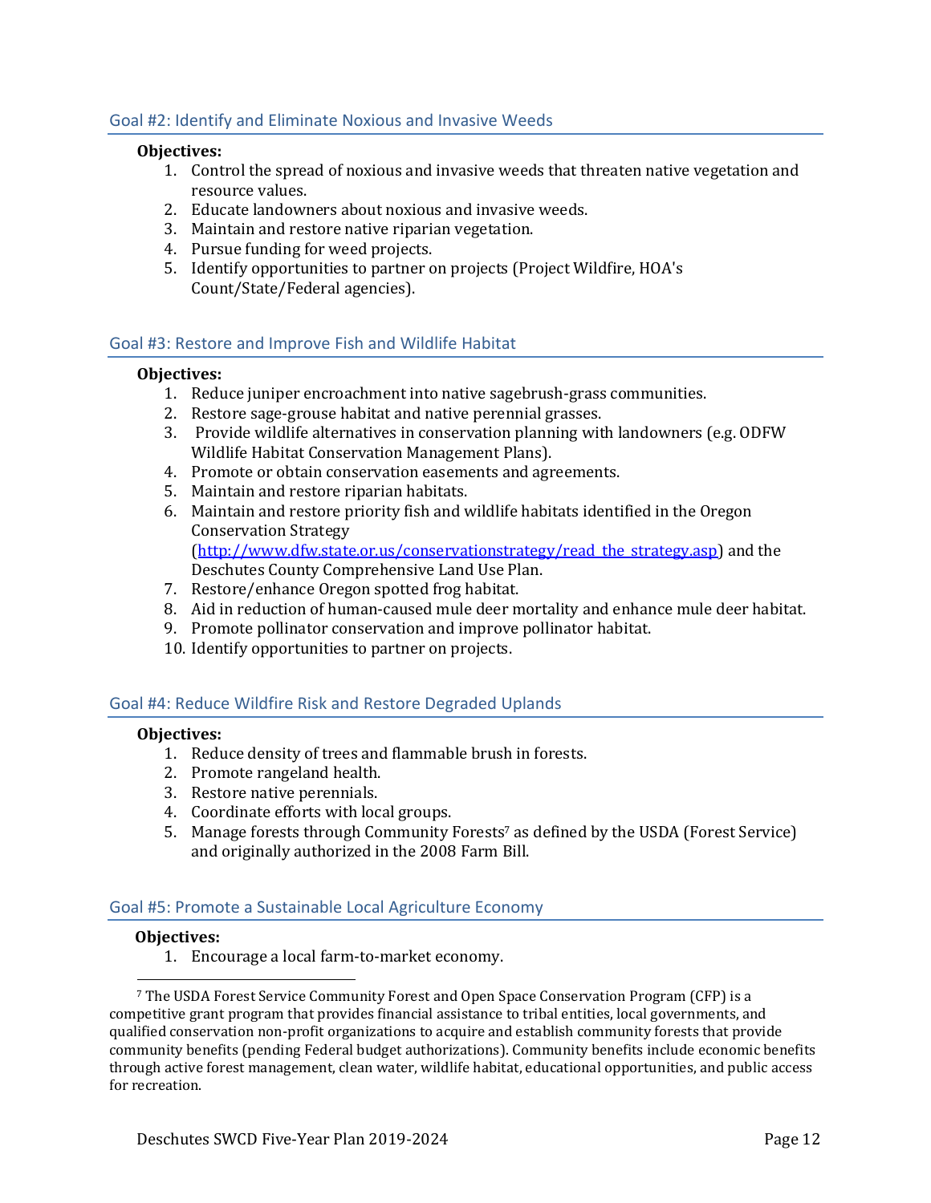## Goal #2: Identify and Eliminate Noxious and Invasive Weeds

**Objectives:**

1. Control the spread of noxious and invasive weeds that threaten native vegetation and resource values.
2. Educate landowners about noxious and invasive weeds.
3. Maintain and restore native riparian vegetation.
4. Pursue funding for weed projects.
5. Identify opportunities to partner on projects (Project Wildfire, HOA's Count/State/Federal agencies).

## Goal #3: Restore and Improve Fish and Wildlife Habitat

**Objectives:**

1. Reduce juniper encroachment into native sagebrush-grass communities.
2. Restore sage-grouse habitat and native perennial grasses.
3. Provide wildlife alternatives in conservation planning with landowners (e.g. ODFW Wildlife Habitat Conservation Management Plans).
4. Promote or obtain conservation easements and agreements.
5. Maintain and restore riparian habitats.
6. Maintain and restore priority fish and wildlife habitats identified in the Oregon Conservation Strategy ([http://www.dfw.state.or.us/conservationstrategy/read_the_strategy.asp](http://www.dfw.state.or.us/conservationstrategy/read_the_strategy.asp)) and the Deschutes County Comprehensive Land Use Plan.
7. Restore/enhance Oregon spotted frog habitat.
8. Aid in reduction of human-caused mule deer mortality and enhance mule deer habitat.
9. Promote pollinator conservation and improve pollinator habitat.
10. Identify opportunities to partner on projects.

## Goal #4: Reduce Wildfire Risk and Restore Degraded Uplands

**Objectives:**

1. Reduce density of trees and flammable brush in forests.
2. Promote rangeland health.
3. Restore native perennials.
4. Coordinate efforts with local groups.
5. Manage forests through Community Forests[7] as defined by the USDA (Forest Service) and originally authorized in the 2008 Farm Bill.

## Goal #5: Promote a Sustainable Local Agriculture Economy

**Objectives:**

1. Encourage a local farm-to-market economy.

---

[7] The USDA Forest Service Community Forest and Open Space Conservation Program (CFP) is a competitive grant program that provides financial assistance to tribal entities, local governments, and qualified conservation non-profit organizations to acquire and establish community forests that provide community benefits (pending Federal budget authorizations). Community benefits include economic benefits through active forest management, clean water, wildlife habitat, educational opportunities, and public access for recreation.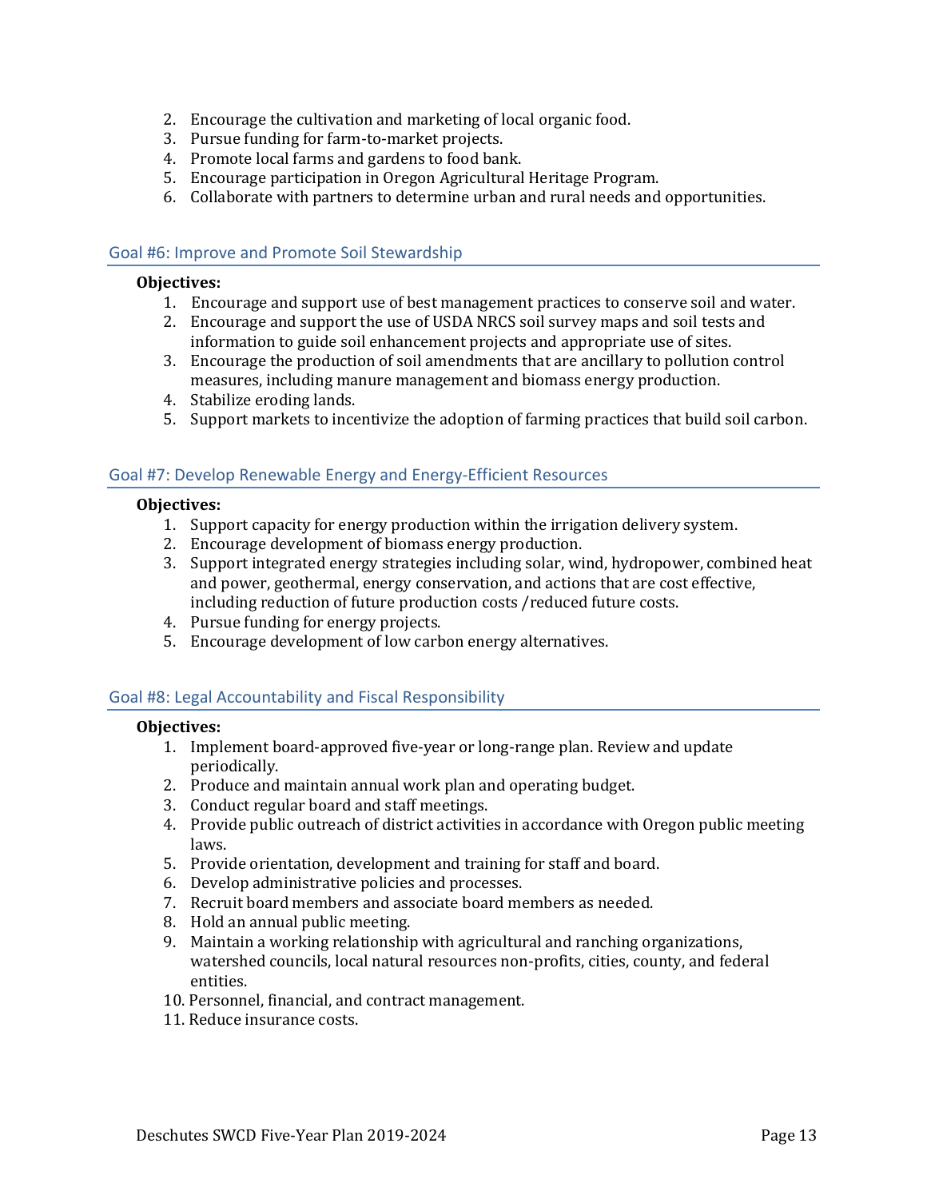2. Encourage the cultivation and marketing of local organic food.
3. Pursue funding for farm-to-market projects.
4. Promote local farms and gardens to food bank.
5. Encourage participation in Oregon Agricultural Heritage Program.
6. Collaborate with partners to determine urban and rural needs and opportunities.

## Goal #6: Improve and Promote Soil Stewardship

**Objectives:**

1. Encourage and support use of best management practices to conserve soil and water.
2. Encourage and support the use of USDA NRCS soil survey maps and soil tests and information to guide soil enhancement projects and appropriate use of sites.
3. Encourage the production of soil amendments that are ancillary to pollution control measures, including manure management and biomass energy production.
4. Stabilize eroding lands.
5. Support markets to incentivize the adoption of farming practices that build soil carbon.

## Goal #7: Develop Renewable Energy and Energy-Efficient Resources

**Objectives:**

1. Support capacity for energy production within the irrigation delivery system.
2. Encourage development of biomass energy production.
3. Support integrated energy strategies including solar, wind, hydropower, combined heat and power, geothermal, energy conservation, and actions that are cost effective, including reduction of future production costs /reduced future costs.
4. Pursue funding for energy projects.
5. Encourage development of low carbon energy alternatives.

## Goal #8: Legal Accountability and Fiscal Responsibility

**Objectives:**

1. Implement board-approved five-year or long-range plan. Review and update periodically.
2. Produce and maintain annual work plan and operating budget.
3. Conduct regular board and staff meetings.
4. Provide public outreach of district activities in accordance with Oregon public meeting laws.
5. Provide orientation, development and training for staff and board.
6. Develop administrative policies and processes.
7. Recruit board members and associate board members as needed.
8. Hold an annual public meeting.
9. Maintain a working relationship with agricultural and ranching organizations, watershed councils, local natural resources non-profits, cities, county, and federal entities.
10. Personnel, financial, and contract management.
11. Reduce insurance costs.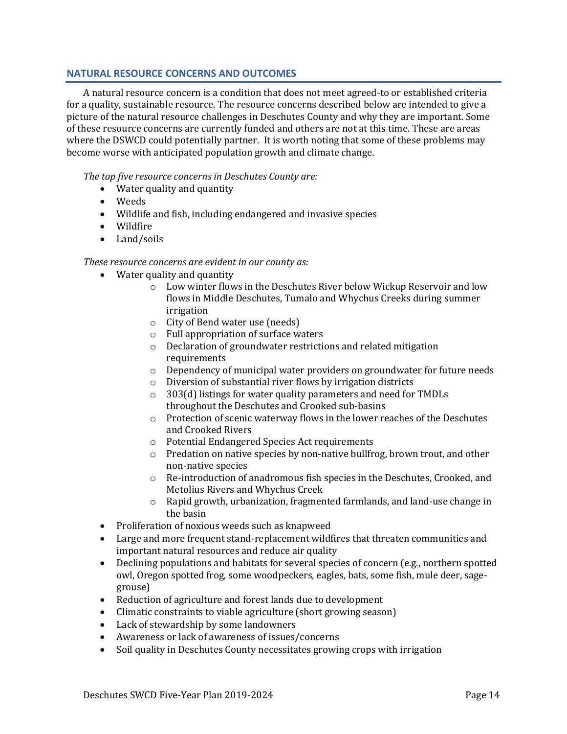## NATURAL RESOURCE CONCERNS AND OUTCOMES

A natural resource concern is a condition that does not meet agreed-to or established criteria for a quality, sustainable resource. The resource concerns described below are intended to give a picture of the natural resource challenges in Deschutes County and why they are important. Some of these resource concerns are currently funded and others are not at this time. These are areas where the DSWCD could potentially partner. It is worth noting that some of these problems may become worse with anticipated population growth and climate change.

*The top five resource concerns in Deschutes County are:*

- Water quality and quantity
- Weeds
- Wildlife and fish, including endangered and invasive species
- Wildfire
- Land/soils

*These resource concerns are evident in our county as:*

- Water quality and quantity
    - Low winter flows in the Deschutes River below Wickup Reservoir and low flows in Middle Deschutes, Tumalo and Whychus Creeks during summer irrigation
    - City of Bend water use (needs)
    - Full appropriation of surface waters
    - Declaration of groundwater restrictions and related mitigation requirements
    - Dependency of municipal water providers on groundwater for future needs
    - Diversion of substantial river flows by irrigation districts
    - 303(d) listings for water quality parameters and need for TMDLs throughout the Deschutes and Crooked sub-basins
    - Protection of scenic waterway flows in the lower reaches of the Deschutes and Crooked Rivers
    - Potential Endangered Species Act requirements
    - Predation on native species by non-native bullfrog, brown trout, and other non-native species
    - Re-introduction of anadromous fish species in the Deschutes, Crooked, and Metolius Rivers and Whychus Creek
    - Rapid growth, urbanization, fragmented farmlands, and land-use change in the basin
- Proliferation of noxious weeds such as knapweed
- Large and more frequent stand-replacement wildfires that threaten communities and important natural resources and reduce air quality
- Declining populations and habitats for several species of concern (e.g., northern spotted owl, Oregon spotted frog, some woodpeckers, eagles, bats, some fish, mule deer, sage-grouse)
- Reduction of agriculture and forest lands due to development
- Climatic constraints to viable agriculture (short growing season)
- Lack of stewardship by some landowners
- Awareness or lack of awareness of issues/concerns
- Soil quality in Deschutes County necessitates growing crops with irrigation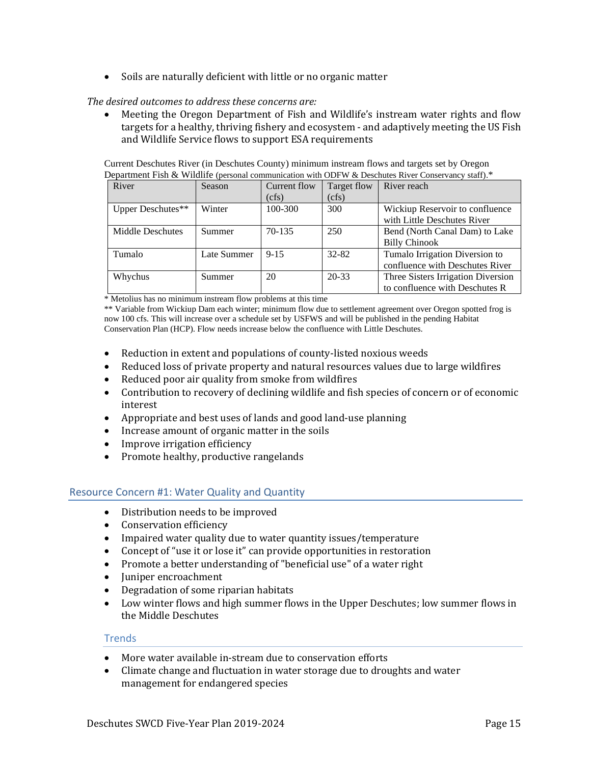- Soils are naturally deficient with little or no organic matter

*The desired outcomes to address these concerns are:*

- Meeting the Oregon Department of Fish and Wildlife's instream water rights and flow targets for a healthy, thriving fishery and ecosystem - and adaptively meeting the US Fish and Wildlife Service flows to support ESA requirements

Current Deschutes River (in Deschutes County) minimum instream flows and targets set by Oregon Department Fish & Wildlife (personal communication with ODFW & Deschutes River Conservancy staff).*

| River | Season | Current flow (cfs) | Target flow (cfs) | River reach |
|---|---|---|---|---|
| Upper Deschutes** | Winter | 100-300 | 300 | Wickiup Reservoir to confluence with Little Deschutes River |
| Middle Deschutes | Summer | 70-135 | 250 | Bend (North Canal Dam) to Lake Billy Chinook |
| Tumalo | Late Summer | 9-15 | 32-82 | Tumalo Irrigation Diversion to confluence with Deschutes River |
| Whychus | Summer | 20 | 20-33 | Three Sisters Irrigation Diversion to confluence with Deschutes R |

\* Metolius has no minimum instream flow problems at this time

\*\* Variable from Wickiup Dam each winter; minimum flow due to settlement agreement over Oregon spotted frog is now 100 cfs. This will increase over a schedule set by USFWS and will be published in the pending Habitat Conservation Plan (HCP). Flow needs increase below the confluence with Little Deschutes.

- Reduction in extent and populations of county-listed noxious weeds
- Reduced loss of private property and natural resources values due to large wildfires
- Reduced poor air quality from smoke from wildfires
- Contribution to recovery of declining wildlife and fish species of concern or of economic interest
- Appropriate and best uses of lands and good land-use planning
- Increase amount of organic matter in the soils
- Improve irrigation efficiency
- Promote healthy, productive rangelands

## Resource Concern #1: Water Quality and Quantity

- Distribution needs to be improved
- Conservation efficiency
- Impaired water quality due to water quantity issues/temperature
- Concept of "use it or lose it" can provide opportunities in restoration
- Promote a better understanding of "beneficial use" of a water right
- Juniper encroachment
- Degradation of some riparian habitats
- Low winter flows and high summer flows in the Upper Deschutes; low summer flows in the Middle Deschutes

### Trends

- More water available in-stream due to conservation efforts
- Climate change and fluctuation in water storage due to droughts and water management for endangered species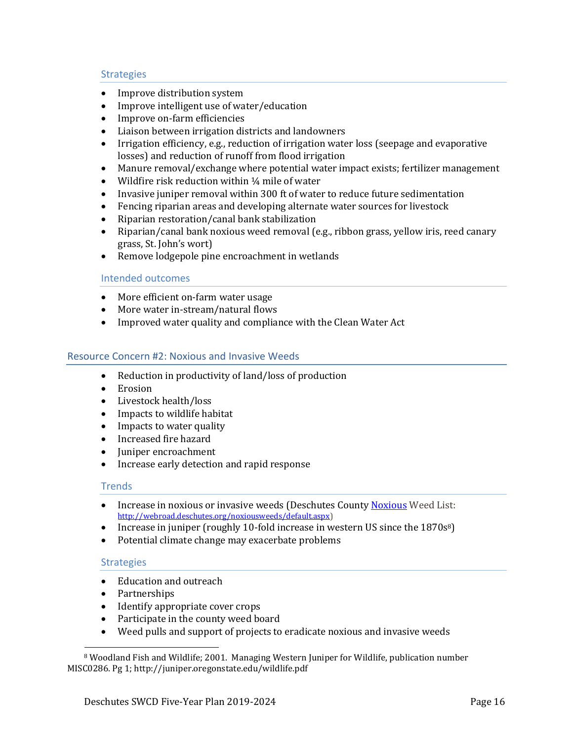### Strategies

- Improve distribution system
- Improve intelligent use of water/education
- Improve on-farm efficiencies
- Liaison between irrigation districts and landowners
- Irrigation efficiency, e.g., reduction of irrigation water loss (seepage and evaporative losses) and reduction of runoff from flood irrigation
- Manure removal/exchange where potential water impact exists; fertilizer management
- Wildfire risk reduction within ¼ mile of water
- Invasive juniper removal within 300 ft of water to reduce future sedimentation
- Fencing riparian areas and developing alternate water sources for livestock
- Riparian restoration/canal bank stabilization
- Riparian/canal bank noxious weed removal (e.g., ribbon grass, yellow iris, reed canary grass, St. John's wort)
- Remove lodgepole pine encroachment in wetlands

### Intended outcomes

- More efficient on-farm water usage
- More water in-stream/natural flows
- Improved water quality and compliance with the Clean Water Act

## Resource Concern #2: Noxious and Invasive Weeds

- Reduction in productivity of land/loss of production
- Erosion
- Livestock health/loss
- Impacts to wildlife habitat
- Impacts to water quality
- Increased fire hazard
- Juniper encroachment
- Increase early detection and rapid response

### Trends

- Increase in noxious or invasive weeds (Deschutes County Noxious Weed List: http://webroad.deschutes.org/noxiousweeds/default.aspx)
- Increase in juniper (roughly 10-fold increase in western US since the 1870s[8])
- Potential climate change may exacerbate problems

### Strategies

- Education and outreach
- Partnerships
- Identify appropriate cover crops
- Participate in the county weed board
- Weed pulls and support of projects to eradicate noxious and invasive weeds

---

[8] Woodland Fish and Wildlife; 2001. Managing Western Juniper for Wildlife, publication number MISC0286. Pg 1; http://juniper.oregonstate.edu/wildlife.pdf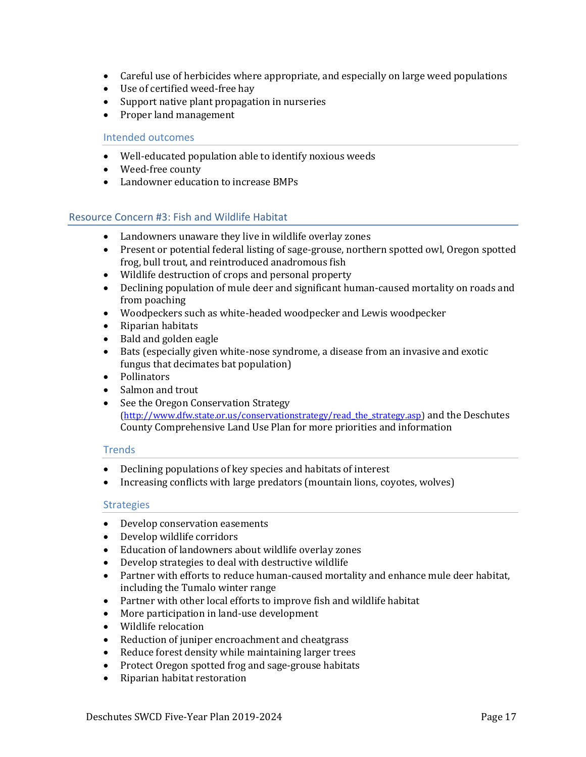- Careful use of herbicides where appropriate, and especially on large weed populations
- Use of certified weed-free hay
- Support native plant propagation in nurseries
- Proper land management

### Intended outcomes

- Well-educated population able to identify noxious weeds
- Weed-free county
- Landowner education to increase BMPs

## Resource Concern #3: Fish and Wildlife Habitat

- Landowners unaware they live in wildlife overlay zones
- Present or potential federal listing of sage-grouse, northern spotted owl, Oregon spotted frog, bull trout, and reintroduced anadromous fish
- Wildlife destruction of crops and personal property
- Declining population of mule deer and significant human-caused mortality on roads and from poaching
- Woodpeckers such as white-headed woodpecker and Lewis woodpecker
- Riparian habitats
- Bald and golden eagle
- Bats (especially given white-nose syndrome, a disease from an invasive and exotic fungus that decimates bat population)
- Pollinators
- Salmon and trout
- See the Oregon Conservation Strategy (http://www.dfw.state.or.us/conservationstrategy/read_the_strategy.asp) and the Deschutes County Comprehensive Land Use Plan for more priorities and information

### Trends

- Declining populations of key species and habitats of interest
- Increasing conflicts with large predators (mountain lions, coyotes, wolves)

### Strategies

- Develop conservation easements
- Develop wildlife corridors
- Education of landowners about wildlife overlay zones
- Develop strategies to deal with destructive wildlife
- Partner with efforts to reduce human-caused mortality and enhance mule deer habitat, including the Tumalo winter range
- Partner with other local efforts to improve fish and wildlife habitat
- More participation in land-use development
- Wildlife relocation
- Reduction of juniper encroachment and cheatgrass
- Reduce forest density while maintaining larger trees
- Protect Oregon spotted frog and sage-grouse habitats
- Riparian habitat restoration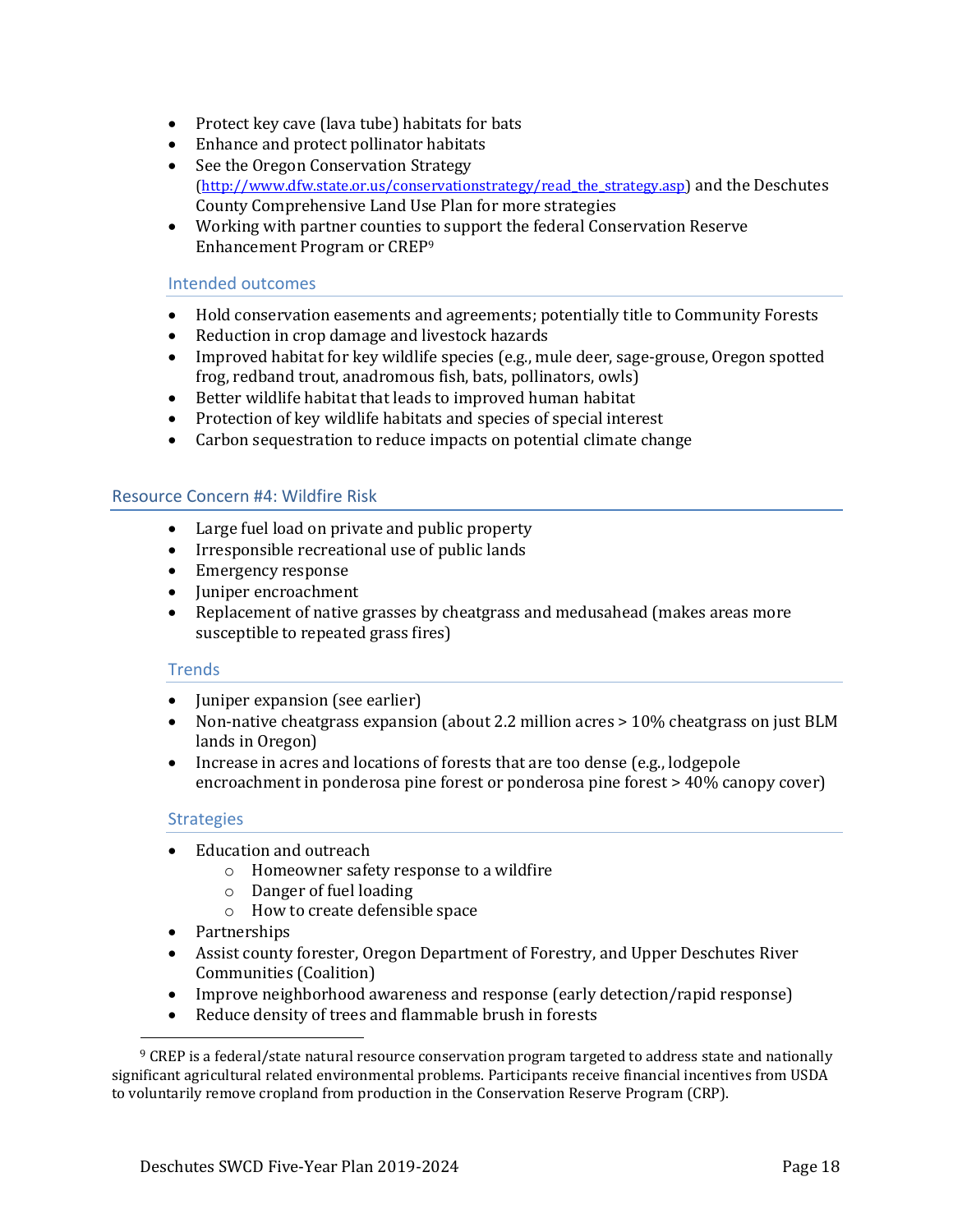- Protect key cave (lava tube) habitats for bats
- Enhance and protect pollinator habitats
- See the Oregon Conservation Strategy (http://www.dfw.state.or.us/conservationstrategy/read_the_strategy.asp) and the Deschutes County Comprehensive Land Use Plan for more strategies
- Working with partner counties to support the federal Conservation Reserve Enhancement Program or CREP[9]

### Intended outcomes

- Hold conservation easements and agreements; potentially title to Community Forests
- Reduction in crop damage and livestock hazards
- Improved habitat for key wildlife species (e.g., mule deer, sage-grouse, Oregon spotted frog, redband trout, anadromous fish, bats, pollinators, owls)
- Better wildlife habitat that leads to improved human habitat
- Protection of key wildlife habitats and species of special interest
- Carbon sequestration to reduce impacts on potential climate change

## Resource Concern #4: Wildfire Risk

- Large fuel load on private and public property
- Irresponsible recreational use of public lands
- Emergency response
- Juniper encroachment
- Replacement of native grasses by cheatgrass and medusahead (makes areas more susceptible to repeated grass fires)

### Trends

- Juniper expansion (see earlier)
- Non-native cheatgrass expansion (about 2.2 million acres > 10% cheatgrass on just BLM lands in Oregon)
- Increase in acres and locations of forests that are too dense (e.g., lodgepole encroachment in ponderosa pine forest or ponderosa pine forest > 40% canopy cover)

### Strategies

- Education and outreach
  - Homeowner safety response to a wildfire
  - Danger of fuel loading
  - How to create defensible space
- Partnerships
- Assist county forester, Oregon Department of Forestry, and Upper Deschutes River Communities (Coalition)
- Improve neighborhood awareness and response (early detection/rapid response)
- Reduce density of trees and flammable brush in forests

---

[9] CREP is a federal/state natural resource conservation program targeted to address state and nationally significant agricultural related environmental problems. Participants receive financial incentives from USDA to voluntarily remove cropland from production in the Conservation Reserve Program (CRP).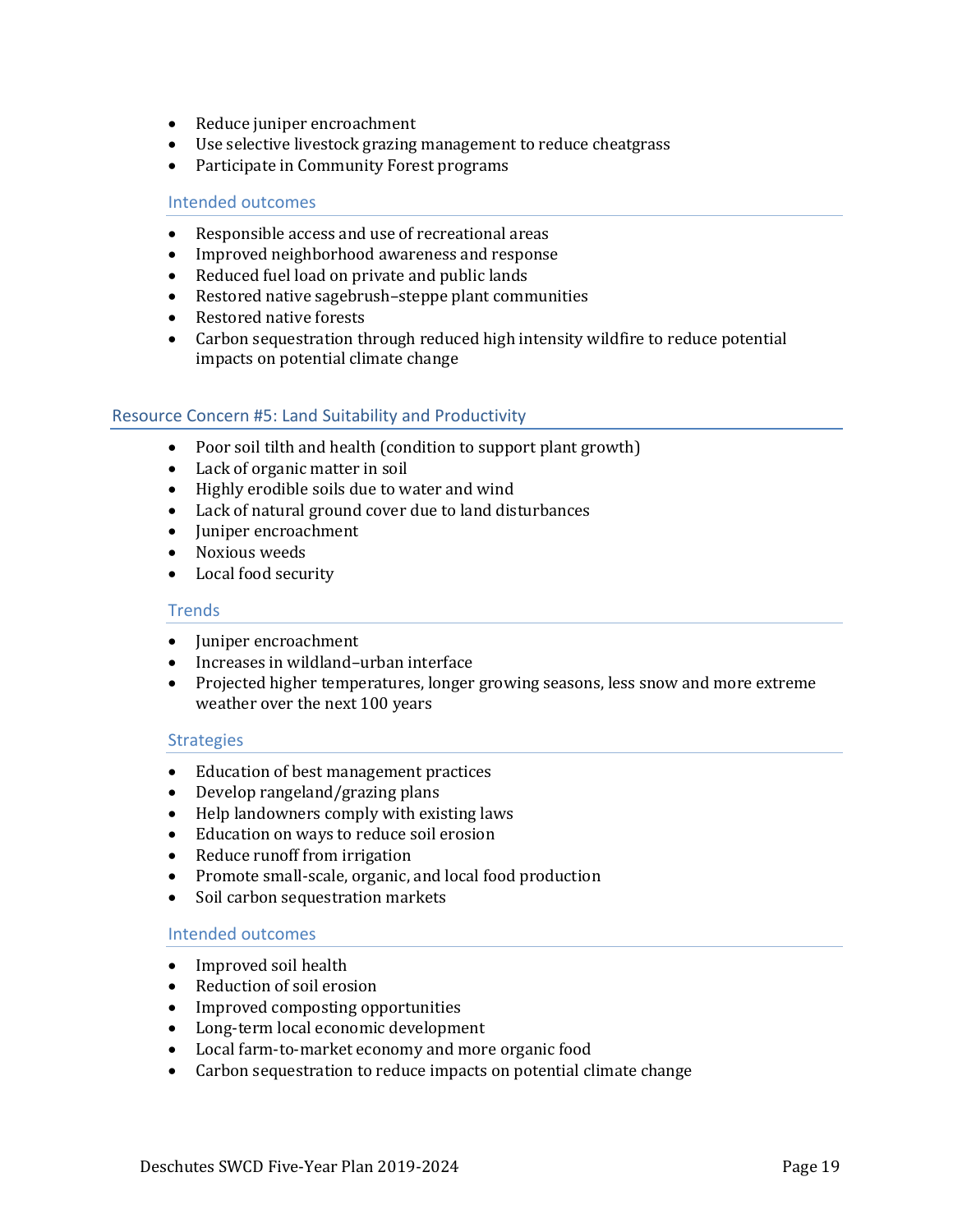- Reduce juniper encroachment
- Use selective livestock grazing management to reduce cheatgrass
- Participate in Community Forest programs

### Intended outcomes

- Responsible access and use of recreational areas
- Improved neighborhood awareness and response
- Reduced fuel load on private and public lands
- Restored native sagebrush–steppe plant communities
- Restored native forests
- Carbon sequestration through reduced high intensity wildfire to reduce potential impacts on potential climate change

## Resource Concern #5: Land Suitability and Productivity

- Poor soil tilth and health (condition to support plant growth)
- Lack of organic matter in soil
- Highly erodible soils due to water and wind
- Lack of natural ground cover due to land disturbances
- Juniper encroachment
- Noxious weeds
- Local food security

### Trends

- Juniper encroachment
- Increases in wildland–urban interface
- Projected higher temperatures, longer growing seasons, less snow and more extreme weather over the next 100 years

### Strategies

- Education of best management practices
- Develop rangeland/grazing plans
- Help landowners comply with existing laws
- Education on ways to reduce soil erosion
- Reduce runoff from irrigation
- Promote small-scale, organic, and local food production
- Soil carbon sequestration markets

### Intended outcomes

- Improved soil health
- Reduction of soil erosion
- Improved composting opportunities
- Long-term local economic development
- Local farm-to-market economy and more organic food
- Carbon sequestration to reduce impacts on potential climate change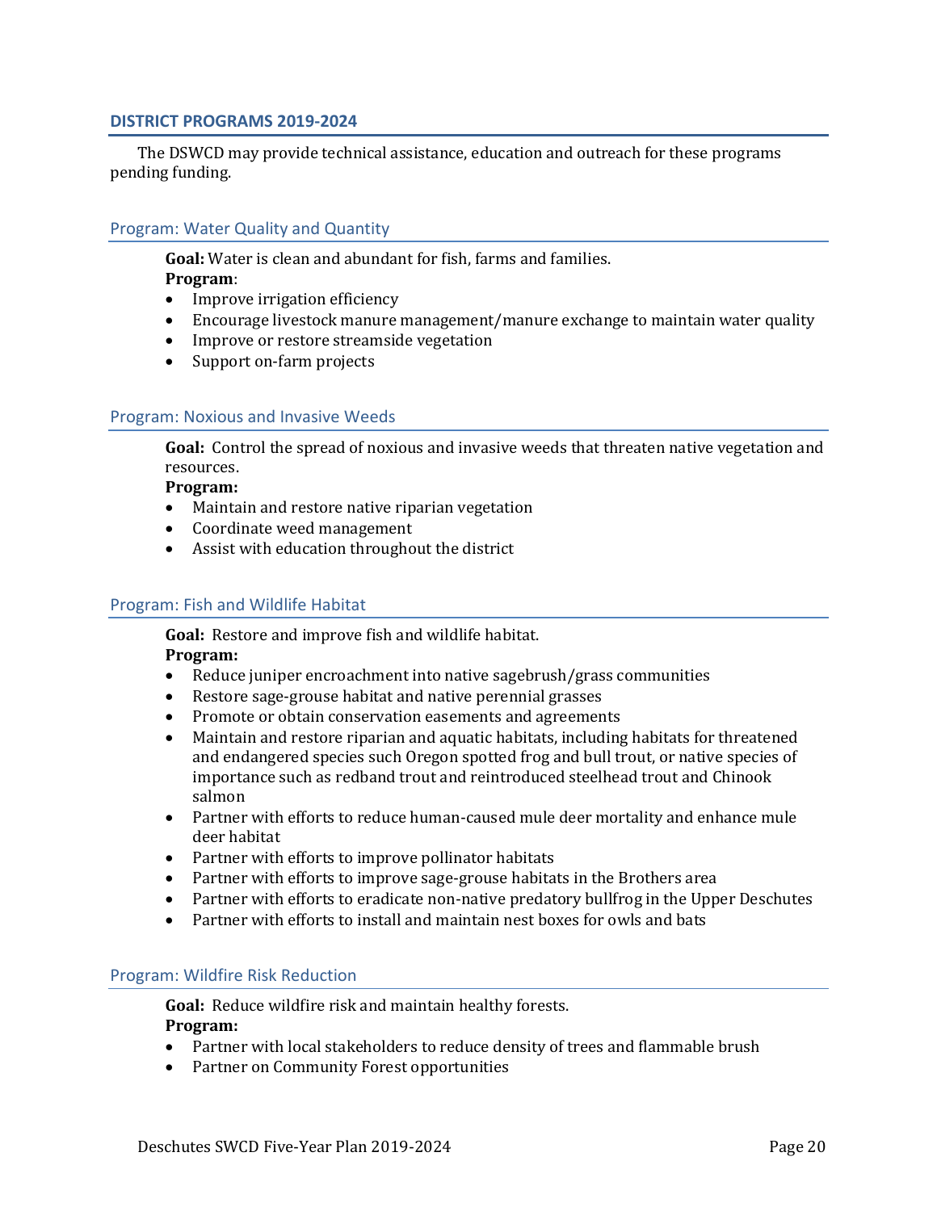## DISTRICT PROGRAMS 2019-2024

The DSWCD may provide technical assistance, education and outreach for these programs pending funding.

### Program: Water Quality and Quantity

**Goal:** Water is clean and abundant for fish, farms and families.

**Program**:

- Improve irrigation efficiency
- Encourage livestock manure management/manure exchange to maintain water quality
- Improve or restore streamside vegetation
- Support on-farm projects

### Program: Noxious and Invasive Weeds

**Goal:** Control the spread of noxious and invasive weeds that threaten native vegetation and resources.

**Program:**

- Maintain and restore native riparian vegetation
- Coordinate weed management
- Assist with education throughout the district

### Program: Fish and Wildlife Habitat

**Goal:** Restore and improve fish and wildlife habitat.

**Program:**

- Reduce juniper encroachment into native sagebrush/grass communities
- Restore sage-grouse habitat and native perennial grasses
- Promote or obtain conservation easements and agreements
- Maintain and restore riparian and aquatic habitats, including habitats for threatened and endangered species such Oregon spotted frog and bull trout, or native species of importance such as redband trout and reintroduced steelhead trout and Chinook salmon
- Partner with efforts to reduce human-caused mule deer mortality and enhance mule deer habitat
- Partner with efforts to improve pollinator habitats
- Partner with efforts to improve sage-grouse habitats in the Brothers area
- Partner with efforts to eradicate non-native predatory bullfrog in the Upper Deschutes
- Partner with efforts to install and maintain nest boxes for owls and bats

### Program: Wildfire Risk Reduction

**Goal:** Reduce wildfire risk and maintain healthy forests.

**Program:**

- Partner with local stakeholders to reduce density of trees and flammable brush
- Partner on Community Forest opportunities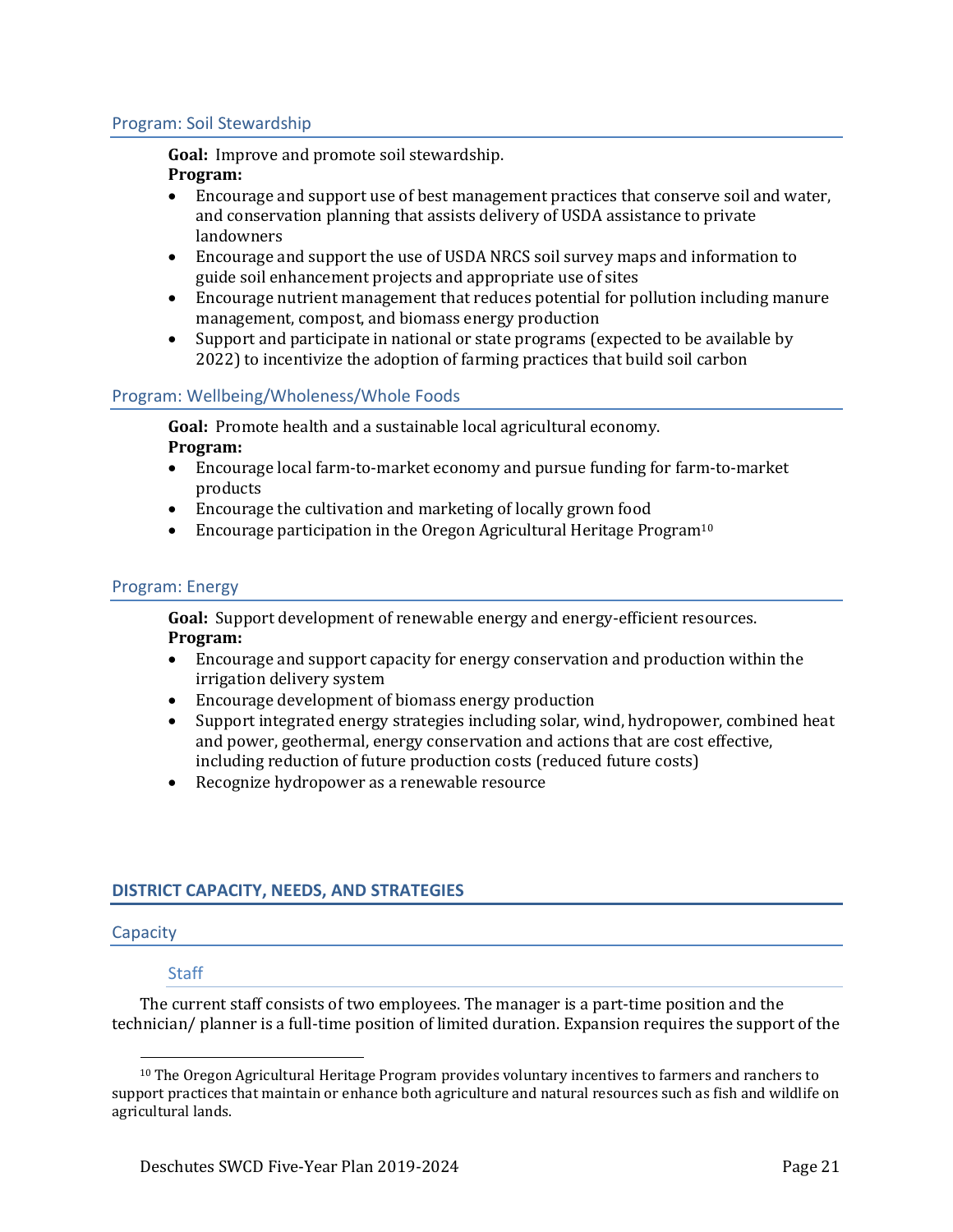### Program: Soil Stewardship

**Goal:** Improve and promote soil stewardship.
**Program:**

- Encourage and support use of best management practices that conserve soil and water, and conservation planning that assists delivery of USDA assistance to private landowners
- Encourage and support the use of USDA NRCS soil survey maps and information to guide soil enhancement projects and appropriate use of sites
- Encourage nutrient management that reduces potential for pollution including manure management, compost, and biomass energy production
- Support and participate in national or state programs (expected to be available by 2022) to incentivize the adoption of farming practices that build soil carbon

### Program: Wellbeing/Wholeness/Whole Foods

**Goal:** Promote health and a sustainable local agricultural economy.
**Program:**

- Encourage local farm-to-market economy and pursue funding for farm-to-market products
- Encourage the cultivation and marketing of locally grown food
- Encourage participation in the Oregon Agricultural Heritage Program[10]

### Program: Energy

**Goal:** Support development of renewable energy and energy-efficient resources.
**Program:**

- Encourage and support capacity for energy conservation and production within the irrigation delivery system
- Encourage development of biomass energy production
- Support integrated energy strategies including solar, wind, hydropower, combined heat and power, geothermal, energy conservation and actions that are cost effective, including reduction of future production costs (reduced future costs)
- Recognize hydropower as a renewable resource

## DISTRICT CAPACITY, NEEDS, AND STRATEGIES

### Capacity

#### Staff

The current staff consists of two employees. The manager is a part-time position and the technician/ planner is a full-time position of limited duration. Expansion requires the support of the

[10] The Oregon Agricultural Heritage Program provides voluntary incentives to farmers and ranchers to support practices that maintain or enhance both agriculture and natural resources such as fish and wildlife on agricultural lands.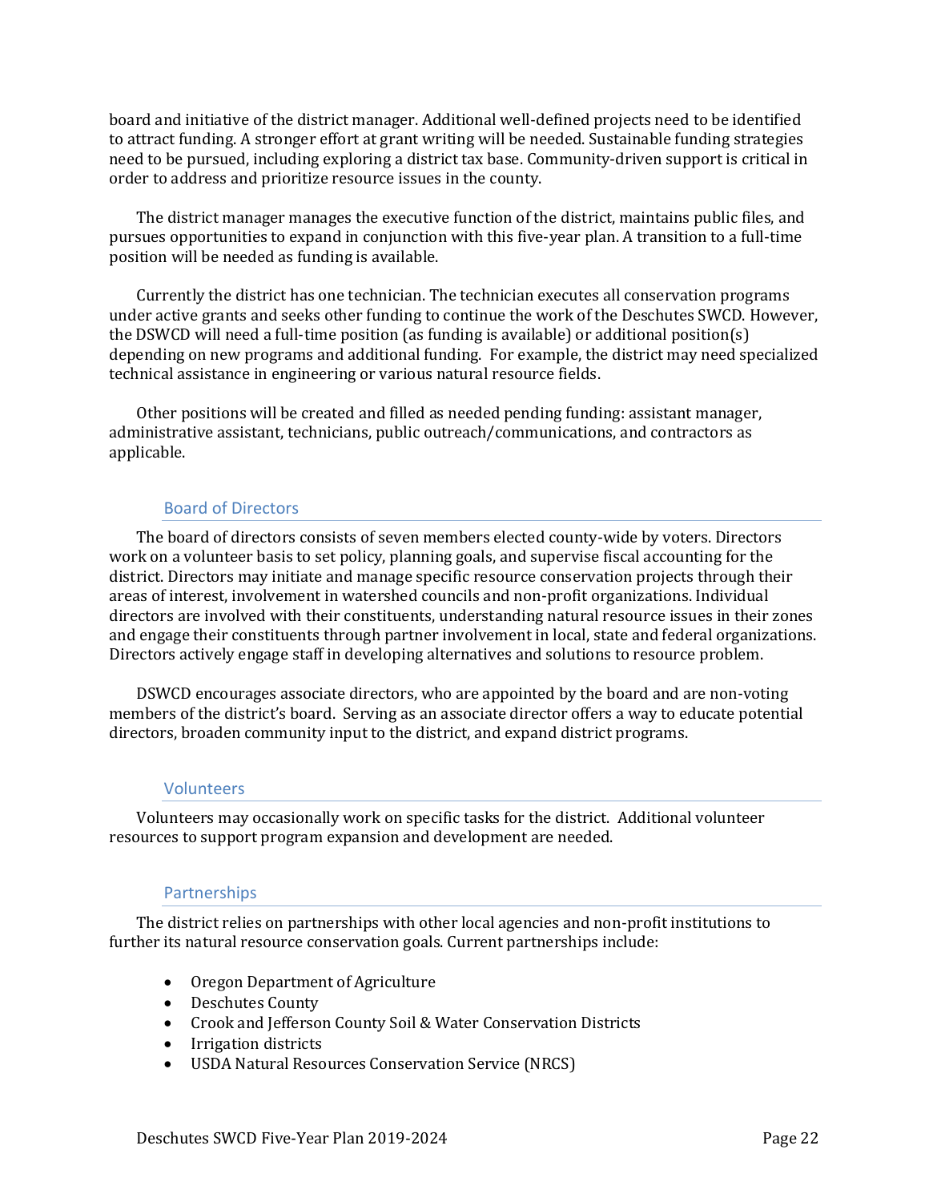board and initiative of the district manager. Additional well-defined projects need to be identified to attract funding. A stronger effort at grant writing will be needed. Sustainable funding strategies need to be pursued, including exploring a district tax base. Community-driven support is critical in order to address and prioritize resource issues in the county.

The district manager manages the executive function of the district, maintains public files, and pursues opportunities to expand in conjunction with this five-year plan. A transition to a full-time position will be needed as funding is available.

Currently the district has one technician. The technician executes all conservation programs under active grants and seeks other funding to continue the work of the Deschutes SWCD. However, the DSWCD will need a full-time position (as funding is available) or additional position(s) depending on new programs and additional funding. For example, the district may need specialized technical assistance in engineering or various natural resource fields.

Other positions will be created and filled as needed pending funding: assistant manager, administrative assistant, technicians, public outreach/communications, and contractors as applicable.

### Board of Directors

The board of directors consists of seven members elected county-wide by voters. Directors work on a volunteer basis to set policy, planning goals, and supervise fiscal accounting for the district. Directors may initiate and manage specific resource conservation projects through their areas of interest, involvement in watershed councils and non-profit organizations. Individual directors are involved with their constituents, understanding natural resource issues in their zones and engage their constituents through partner involvement in local, state and federal organizations. Directors actively engage staff in developing alternatives and solutions to resource problem.

DSWCD encourages associate directors, who are appointed by the board and are non-voting members of the district's board. Serving as an associate director offers a way to educate potential directors, broaden community input to the district, and expand district programs.

### Volunteers

Volunteers may occasionally work on specific tasks for the district. Additional volunteer resources to support program expansion and development are needed.

### Partnerships

The district relies on partnerships with other local agencies and non-profit institutions to further its natural resource conservation goals. Current partnerships include:

- Oregon Department of Agriculture
- Deschutes County
- Crook and Jefferson County Soil & Water Conservation Districts
- Irrigation districts
- USDA Natural Resources Conservation Service (NRCS)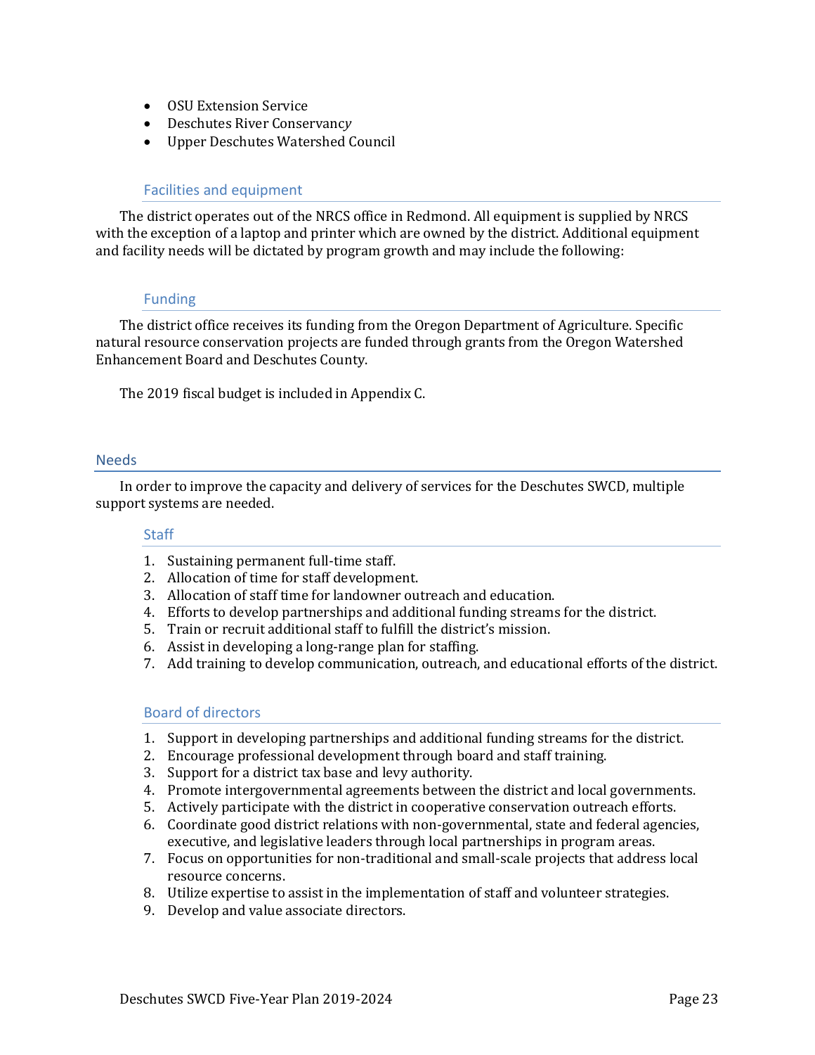- OSU Extension Service
- Deschutes River Conservancy
- Upper Deschutes Watershed Council

### Facilities and equipment

The district operates out of the NRCS office in Redmond. All equipment is supplied by NRCS with the exception of a laptop and printer which are owned by the district. Additional equipment and facility needs will be dictated by program growth and may include the following:

### Funding

The district office receives its funding from the Oregon Department of Agriculture. Specific natural resource conservation projects are funded through grants from the Oregon Watershed Enhancement Board and Deschutes County.

The 2019 fiscal budget is included in Appendix C.

## Needs

In order to improve the capacity and delivery of services for the Deschutes SWCD, multiple support systems are needed.

### Staff

1. Sustaining permanent full-time staff.
2. Allocation of time for staff development.
3. Allocation of staff time for landowner outreach and education.
4. Efforts to develop partnerships and additional funding streams for the district.
5. Train or recruit additional staff to fulfill the district's mission.
6. Assist in developing a long-range plan for staffing.
7. Add training to develop communication, outreach, and educational efforts of the district.

### Board of directors

1. Support in developing partnerships and additional funding streams for the district.
2. Encourage professional development through board and staff training.
3. Support for a district tax base and levy authority.
4. Promote intergovernmental agreements between the district and local governments.
5. Actively participate with the district in cooperative conservation outreach efforts.
6. Coordinate good district relations with non-governmental, state and federal agencies, executive, and legislative leaders through local partnerships in program areas.
7. Focus on opportunities for non-traditional and small-scale projects that address local resource concerns.
8. Utilize expertise to assist in the implementation of staff and volunteer strategies.
9. Develop and value associate directors.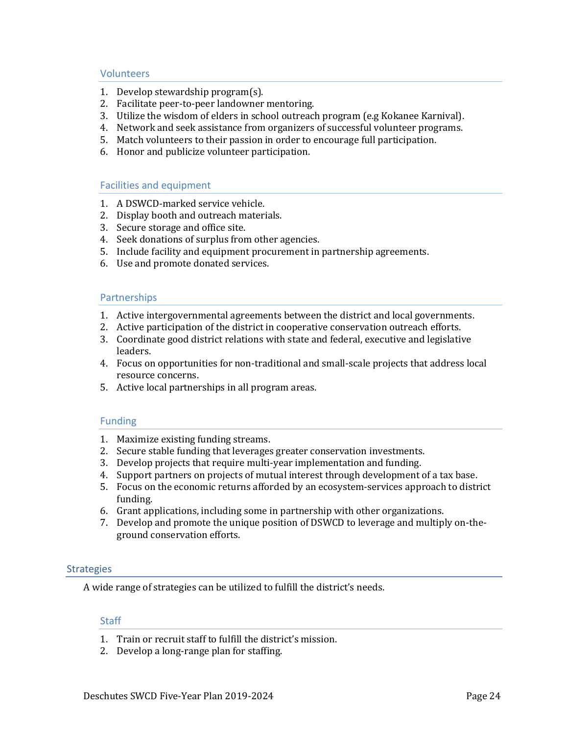### Volunteers

1. Develop stewardship program(s).
2. Facilitate peer-to-peer landowner mentoring.
3. Utilize the wisdom of elders in school outreach program (e.g Kokanee Karnival).
4. Network and seek assistance from organizers of successful volunteer programs.
5. Match volunteers to their passion in order to encourage full participation.
6. Honor and publicize volunteer participation.

### Facilities and equipment

1. A DSWCD-marked service vehicle.
2. Display booth and outreach materials.
3. Secure storage and office site.
4. Seek donations of surplus from other agencies.
5. Include facility and equipment procurement in partnership agreements.
6. Use and promote donated services.

### Partnerships

1. Active intergovernmental agreements between the district and local governments.
2. Active participation of the district in cooperative conservation outreach efforts.
3. Coordinate good district relations with state and federal, executive and legislative leaders.
4. Focus on opportunities for non-traditional and small-scale projects that address local resource concerns.
5. Active local partnerships in all program areas.

### Funding

1. Maximize existing funding streams.
2. Secure stable funding that leverages greater conservation investments.
3. Develop projects that require multi-year implementation and funding.
4. Support partners on projects of mutual interest through development of a tax base.
5. Focus on the economic returns afforded by an ecosystem-services approach to district funding.
6. Grant applications, including some in partnership with other organizations.
7. Develop and promote the unique position of DSWCD to leverage and multiply on-the-ground conservation efforts.

## Strategies

A wide range of strategies can be utilized to fulfill the district's needs.

### Staff

1. Train or recruit staff to fulfill the district's mission.
2. Develop a long-range plan for staffing.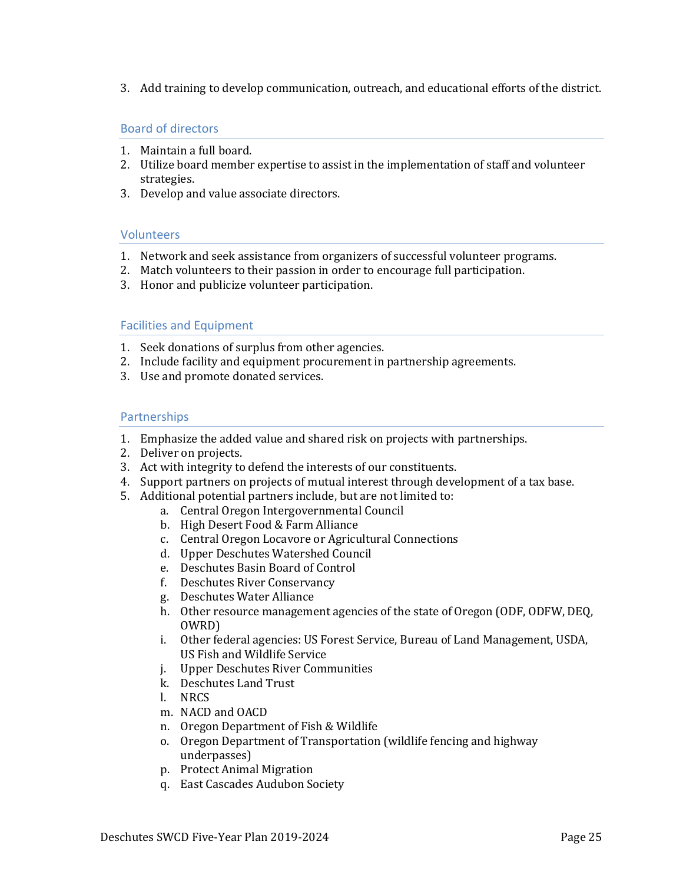3. Add training to develop communication, outreach, and educational efforts of the district.

### Board of directors

1. Maintain a full board.
2. Utilize board member expertise to assist in the implementation of staff and volunteer strategies.
3. Develop and value associate directors.

### Volunteers

1. Network and seek assistance from organizers of successful volunteer programs.
2. Match volunteers to their passion in order to encourage full participation.
3. Honor and publicize volunteer participation.

### Facilities and Equipment

1. Seek donations of surplus from other agencies.
2. Include facility and equipment procurement in partnership agreements.
3. Use and promote donated services.

### Partnerships

1. Emphasize the added value and shared risk on projects with partnerships.
2. Deliver on projects.
3. Act with integrity to defend the interests of our constituents.
4. Support partners on projects of mutual interest through development of a tax base.
5. Additional potential partners include, but are not limited to:
    a. Central Oregon Intergovernmental Council
    b. High Desert Food & Farm Alliance
    c. Central Oregon Locavore or Agricultural Connections
    d. Upper Deschutes Watershed Council
    e. Deschutes Basin Board of Control
    f. Deschutes River Conservancy
    g. Deschutes Water Alliance
    h. Other resource management agencies of the state of Oregon (ODF, ODFW, DEQ, OWRD)
    i. Other federal agencies: US Forest Service, Bureau of Land Management, USDA, US Fish and Wildlife Service
    j. Upper Deschutes River Communities
    k. Deschutes Land Trust
    l. NRCS
    m. NACD and OACD
    n. Oregon Department of Fish & Wildlife
    o. Oregon Department of Transportation (wildlife fencing and highway underpasses)
    p. Protect Animal Migration
    q. East Cascades Audubon Society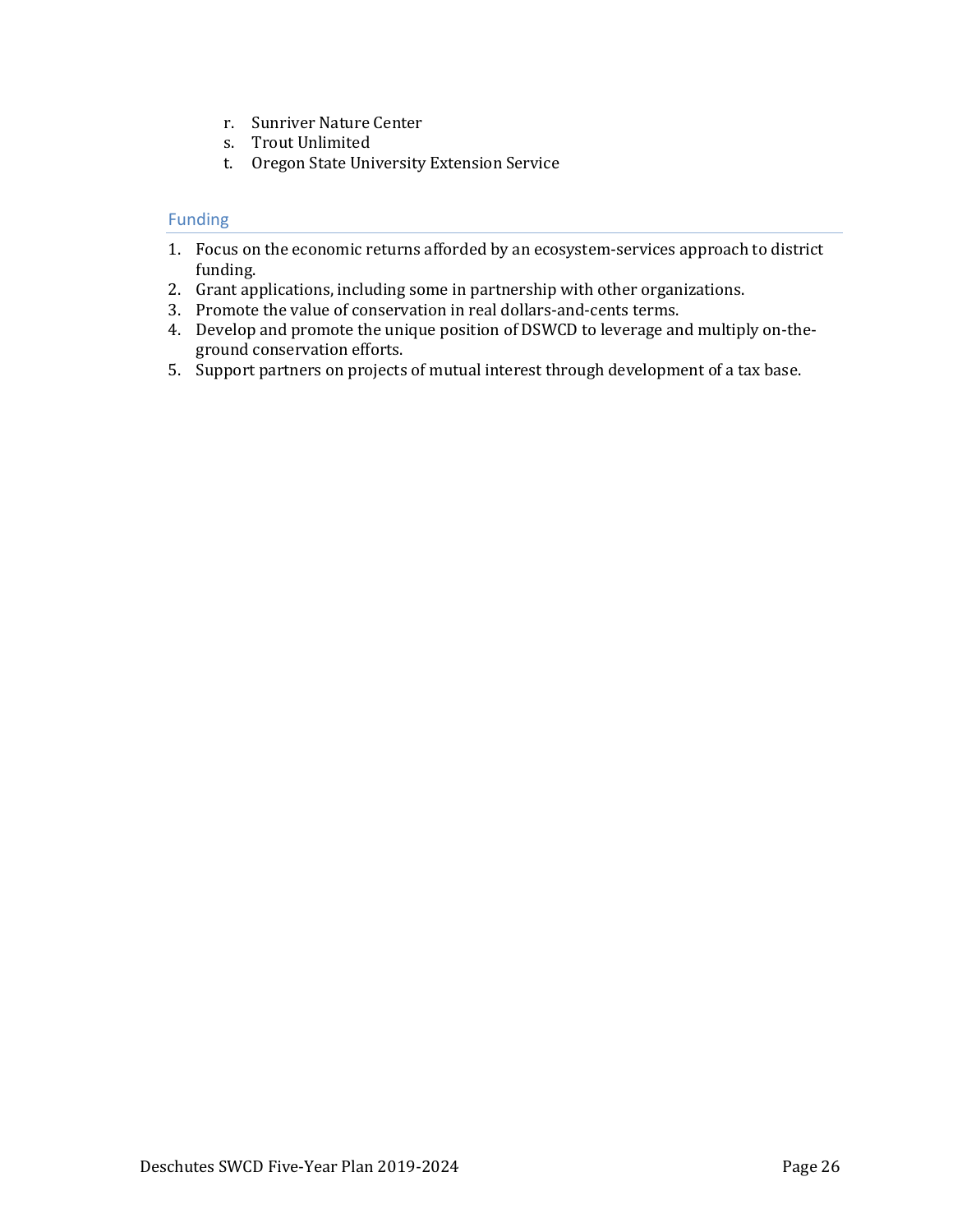r. Sunriver Nature Center
s. Trout Unlimited
t. Oregon State University Extension Service

## Funding

1. Focus on the economic returns afforded by an ecosystem-services approach to district funding.
2. Grant applications, including some in partnership with other organizations.
3. Promote the value of conservation in real dollars-and-cents terms.
4. Develop and promote the unique position of DSWCD to leverage and multiply on-the-ground conservation efforts.
5. Support partners on projects of mutual interest through development of a tax base.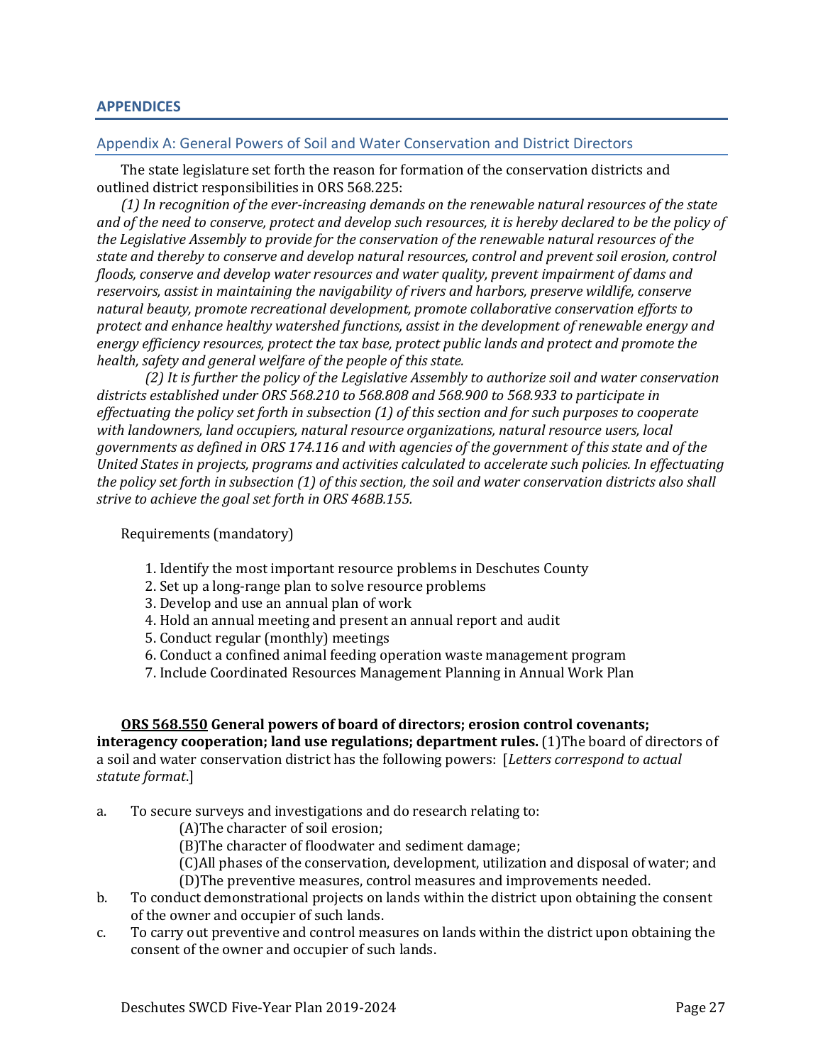# APPENDICES

## Appendix A: General Powers of Soil and Water Conservation and District Directors

The state legislature set forth the reason for formation of the conservation districts and outlined district responsibilities in ORS 568.225:

*(1) In recognition of the ever-increasing demands on the renewable natural resources of the state and of the need to conserve, protect and develop such resources, it is hereby declared to be the policy of the Legislative Assembly to provide for the conservation of the renewable natural resources of the state and thereby to conserve and develop natural resources, control and prevent soil erosion, control floods, conserve and develop water resources and water quality, prevent impairment of dams and reservoirs, assist in maintaining the navigability of rivers and harbors, preserve wildlife, conserve natural beauty, promote recreational development, promote collaborative conservation efforts to protect and enhance healthy watershed functions, assist in the development of renewable energy and energy efficiency resources, protect the tax base, protect public lands and protect and promote the health, safety and general welfare of the people of this state.*

*(2) It is further the policy of the Legislative Assembly to authorize soil and water conservation districts established under ORS 568.210 to 568.808 and 568.900 to 568.933 to participate in effectuating the policy set forth in subsection (1) of this section and for such purposes to cooperate with landowners, land occupiers, natural resource organizations, natural resource users, local governments as defined in ORS 174.116 and with agencies of the government of this state and of the United States in projects, programs and activities calculated to accelerate such policies. In effectuating the policy set forth in subsection (1) of this section, the soil and water conservation districts also shall strive to achieve the goal set forth in ORS 468B.155.*

Requirements (mandatory)

1. Identify the most important resource problems in Deschutes County
2. Set up a long-range plan to solve resource problems
3. Develop and use an annual plan of work
4. Hold an annual meeting and present an annual report and audit
5. Conduct regular (monthly) meetings
6. Conduct a confined animal feeding operation waste management program
7. Include Coordinated Resources Management Planning in Annual Work Plan

**<u>ORS 568.550</u> General powers of board of directors; erosion control covenants; interagency cooperation; land use regulations; department rules.** (1)The board of directors of a soil and water conservation district has the following powers: [*Letters correspond to actual statute format.*]

a. To secure surveys and investigations and do research relating to:
   - (A)The character of soil erosion;
   - (B)The character of floodwater and sediment damage;
   - (C)All phases of the conservation, development, utilization and disposal of water; and
   - (D)The preventive measures, control measures and improvements needed.
b. To conduct demonstrational projects on lands within the district upon obtaining the consent of the owner and occupier of such lands.
c. To carry out preventive and control measures on lands within the district upon obtaining the consent of the owner and occupier of such lands.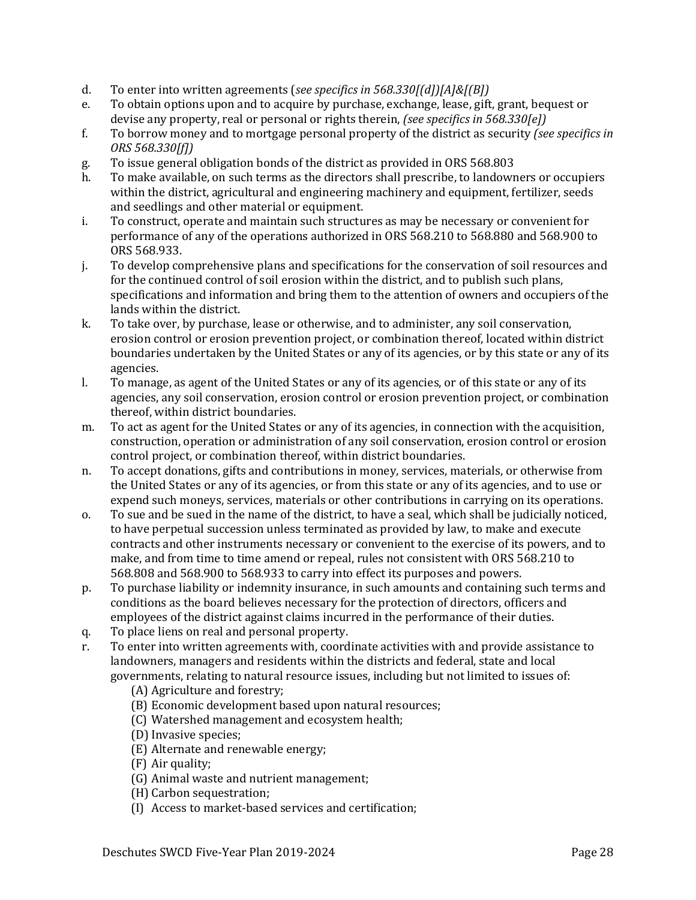d. To enter into written agreements (*see specifics in 568.330[(d)][A]&[(B])*

e. To obtain options upon and to acquire by purchase, exchange, lease, gift, grant, bequest or devise any property, real or personal or rights therein, *(see specifics in 568.330[e])*

f. To borrow money and to mortgage personal property of the district as security *(see specifics in ORS 568.330[f])*

g. To issue general obligation bonds of the district as provided in ORS 568.803

h. To make available, on such terms as the directors shall prescribe, to landowners or occupiers within the district, agricultural and engineering machinery and equipment, fertilizer, seeds and seedlings and other material or equipment.

i. To construct, operate and maintain such structures as may be necessary or convenient for performance of any of the operations authorized in ORS 568.210 to 568.880 and 568.900 to ORS 568.933.

j. To develop comprehensive plans and specifications for the conservation of soil resources and for the continued control of soil erosion within the district, and to publish such plans, specifications and information and bring them to the attention of owners and occupiers of the lands within the district.

k. To take over, by purchase, lease or otherwise, and to administer, any soil conservation, erosion control or erosion prevention project, or combination thereof, located within district boundaries undertaken by the United States or any of its agencies, or by this state or any of its agencies.

l. To manage, as agent of the United States or any of its agencies, or of this state or any of its agencies, any soil conservation, erosion control or erosion prevention project, or combination thereof, within district boundaries.

m. To act as agent for the United States or any of its agencies, in connection with the acquisition, construction, operation or administration of any soil conservation, erosion control or erosion control project, or combination thereof, within district boundaries.

n. To accept donations, gifts and contributions in money, services, materials, or otherwise from the United States or any of its agencies, or from this state or any of its agencies, and to use or expend such moneys, services, materials or other contributions in carrying on its operations.

o. To sue and be sued in the name of the district, to have a seal, which shall be judicially noticed, to have perpetual succession unless terminated as provided by law, to make and execute contracts and other instruments necessary or convenient to the exercise of its powers, and to make, and from time to time amend or repeal, rules not consistent with ORS 568.210 to 568.808 and 568.900 to 568.933 to carry into effect its purposes and powers.

p. To purchase liability or indemnity insurance, in such amounts and containing such terms and conditions as the board believes necessary for the protection of directors, officers and employees of the district against claims incurred in the performance of their duties.

q. To place liens on real and personal property.

r. To enter into written agreements with, coordinate activities with and provide assistance to landowners, managers and residents within the districts and federal, state and local governments, relating to natural resource issues, including but not limited to issues of:
   - (A) Agriculture and forestry;
   - (B) Economic development based upon natural resources;
   - (C) Watershed management and ecosystem health;
   - (D) Invasive species;
   - (E) Alternate and renewable energy;
   - (F) Air quality;
   - (G) Animal waste and nutrient management;
   - (H) Carbon sequestration;
   - (I) Access to market-based services and certification;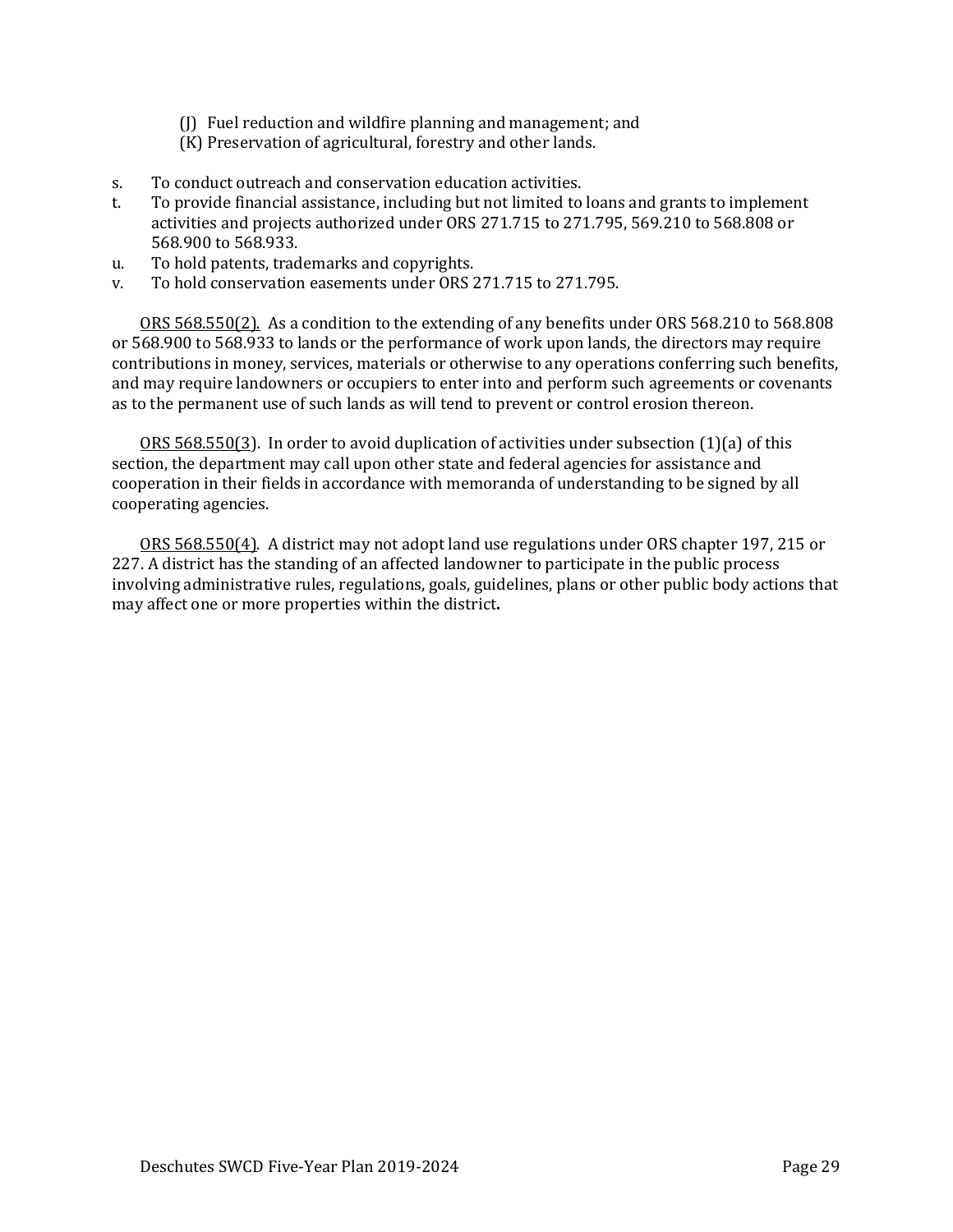(J) Fuel reduction and wildfire planning and management; and
(K) Preservation of agricultural, forestry and other lands.

s. To conduct outreach and conservation education activities.
t. To provide financial assistance, including but not limited to loans and grants to implement activities and projects authorized under ORS 271.715 to 271.795, 569.210 to 568.808 or 568.900 to 568.933.
u. To hold patents, trademarks and copyrights.
v. To hold conservation easements under ORS 271.715 to 271.795.

<u>ORS 568.550(2).</u> As a condition to the extending of any benefits under ORS 568.210 to 568.808 or 568.900 to 568.933 to lands or the performance of work upon lands, the directors may require contributions in money, services, materials or otherwise to any operations conferring such benefits, and may require landowners or occupiers to enter into and perform such agreements or covenants as to the permanent use of such lands as will tend to prevent or control erosion thereon.

<u>ORS 568.550(3)</u>. In order to avoid duplication of activities under subsection (1)(a) of this section, the department may call upon other state and federal agencies for assistance and cooperation in their fields in accordance with memoranda of understanding to be signed by all cooperating agencies.

<u>ORS 568.550(4)</u>. A district may not adopt land use regulations under ORS chapter 197, 215 or 227. A district has the standing of an affected landowner to participate in the public process involving administrative rules, regulations, goals, guidelines, plans or other public body actions that may affect one or more properties within the district.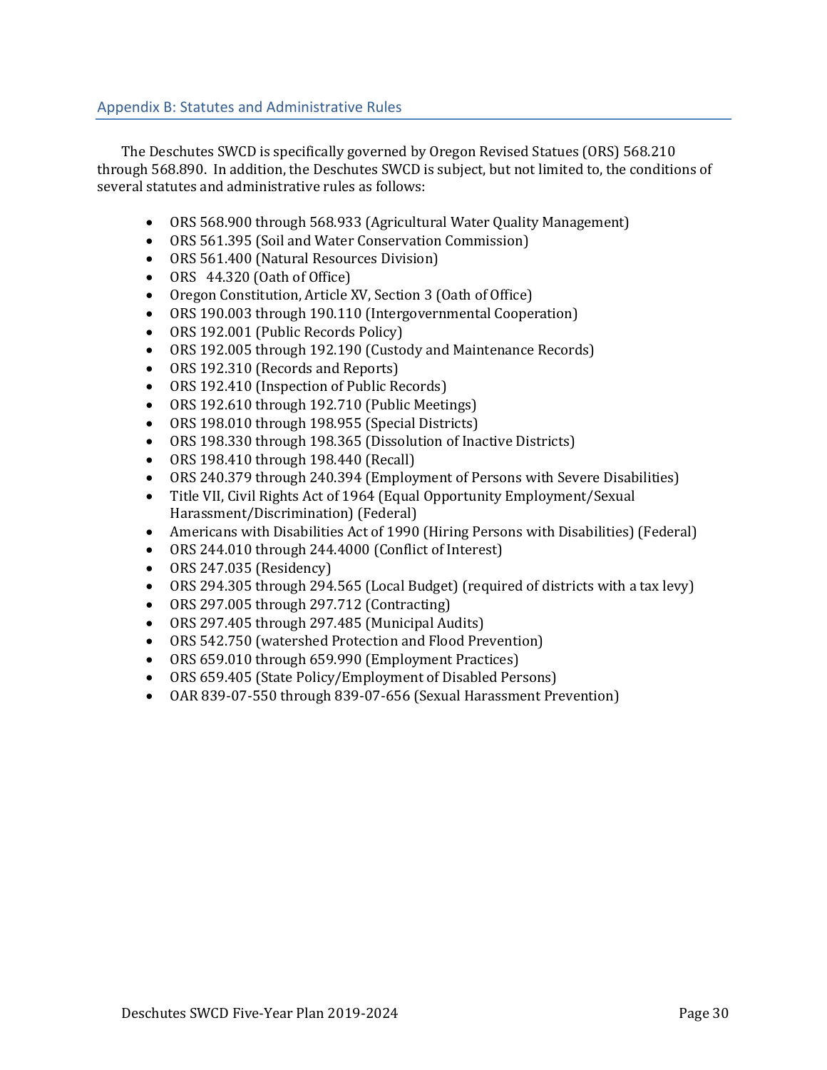## Appendix B: Statutes and Administrative Rules

The Deschutes SWCD is specifically governed by Oregon Revised Statues (ORS) 568.210 through 568.890. In addition, the Deschutes SWCD is subject, but not limited to, the conditions of several statutes and administrative rules as follows:

- ORS 568.900 through 568.933 (Agricultural Water Quality Management)
- ORS 561.395 (Soil and Water Conservation Commission)
- ORS 561.400 (Natural Resources Division)
- ORS 44.320 (Oath of Office)
- Oregon Constitution, Article XV, Section 3 (Oath of Office)
- ORS 190.003 through 190.110 (Intergovernmental Cooperation)
- ORS 192.001 (Public Records Policy)
- ORS 192.005 through 192.190 (Custody and Maintenance Records)
- ORS 192.310 (Records and Reports)
- ORS 192.410 (Inspection of Public Records)
- ORS 192.610 through 192.710 (Public Meetings)
- ORS 198.010 through 198.955 (Special Districts)
- ORS 198.330 through 198.365 (Dissolution of Inactive Districts)
- ORS 198.410 through 198.440 (Recall)
- ORS 240.379 through 240.394 (Employment of Persons with Severe Disabilities)
- Title VII, Civil Rights Act of 1964 (Equal Opportunity Employment/Sexual Harassment/Discrimination) (Federal)
- Americans with Disabilities Act of 1990 (Hiring Persons with Disabilities) (Federal)
- ORS 244.010 through 244.4000 (Conflict of Interest)
- ORS 247.035 (Residency)
- ORS 294.305 through 294.565 (Local Budget) (required of districts with a tax levy)
- ORS 297.005 through 297.712 (Contracting)
- ORS 297.405 through 297.485 (Municipal Audits)
- ORS 542.750 (watershed Protection and Flood Prevention)
- ORS 659.010 through 659.990 (Employment Practices)
- ORS 659.405 (State Policy/Employment of Disabled Persons)
- OAR 839-07-550 through 839-07-656 (Sexual Harassment Prevention)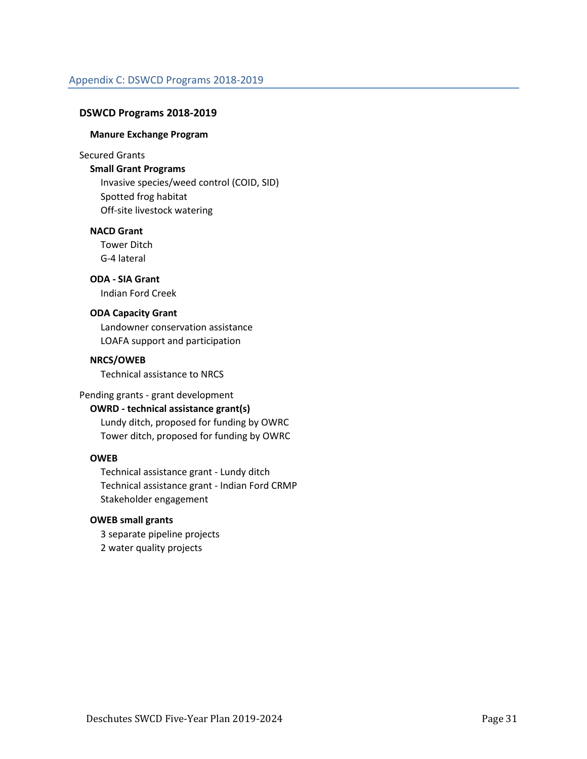## Appendix C: DSWCD Programs 2018-2019

### DSWCD Programs 2018-2019

**Manure Exchange Program**

Secured Grants

**Small Grant Programs**

- Invasive species/weed control (COID, SID)
- Spotted frog habitat
- Off-site livestock watering

**NACD Grant**

- Tower Ditch
- G-4 lateral

**ODA - SIA Grant**

- Indian Ford Creek

**ODA Capacity Grant**

- Landowner conservation assistance
- LOAFA support and participation

**NRCS/OWEB**

- Technical assistance to NRCS

Pending grants - grant development

**OWRD - technical assistance grant(s)**

- Lundy ditch, proposed for funding by OWRC
- Tower ditch, proposed for funding by OWRC

**OWEB**

- Technical assistance grant - Lundy ditch
- Technical assistance grant - Indian Ford CRMP
- Stakeholder engagement

**OWEB small grants**

- 3 separate pipeline projects
- 2 water quality projects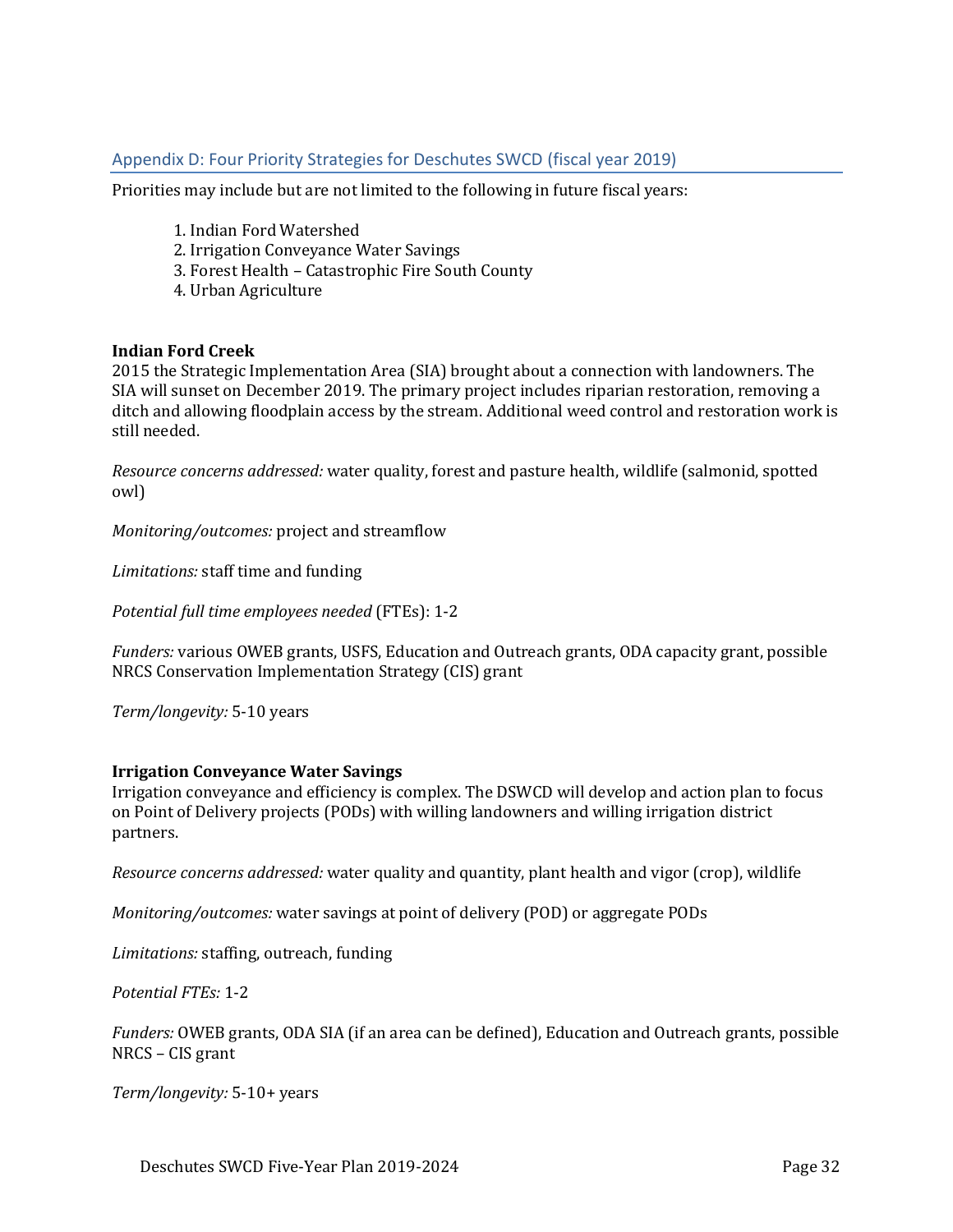## Appendix D: Four Priority Strategies for Deschutes SWCD (fiscal year 2019)

Priorities may include but are not limited to the following in future fiscal years:

1. Indian Ford Watershed
2. Irrigation Conveyance Water Savings
3. Forest Health – Catastrophic Fire South County
4. Urban Agriculture

**Indian Ford Creek**

2015 the Strategic Implementation Area (SIA) brought about a connection with landowners. The SIA will sunset on December 2019. The primary project includes riparian restoration, removing a ditch and allowing floodplain access by the stream. Additional weed control and restoration work is still needed.

*Resource concerns addressed:* water quality, forest and pasture health, wildlife (salmonid, spotted owl)

*Monitoring/outcomes:* project and streamflow

*Limitations:* staff time and funding

*Potential full time employees needed* (FTEs): 1-2

*Funders:* various OWEB grants, USFS, Education and Outreach grants, ODA capacity grant, possible NRCS Conservation Implementation Strategy (CIS) grant

*Term/longevity:* 5-10 years

**Irrigation Conveyance Water Savings**

Irrigation conveyance and efficiency is complex. The DSWCD will develop and action plan to focus on Point of Delivery projects (PODs) with willing landowners and willing irrigation district partners.

*Resource concerns addressed:* water quality and quantity, plant health and vigor (crop), wildlife

*Monitoring/outcomes:* water savings at point of delivery (POD) or aggregate PODs

*Limitations:* staffing, outreach, funding

*Potential FTEs:* 1-2

*Funders:* OWEB grants, ODA SIA (if an area can be defined), Education and Outreach grants, possible NRCS – CIS grant

*Term/longevity:* 5-10+ years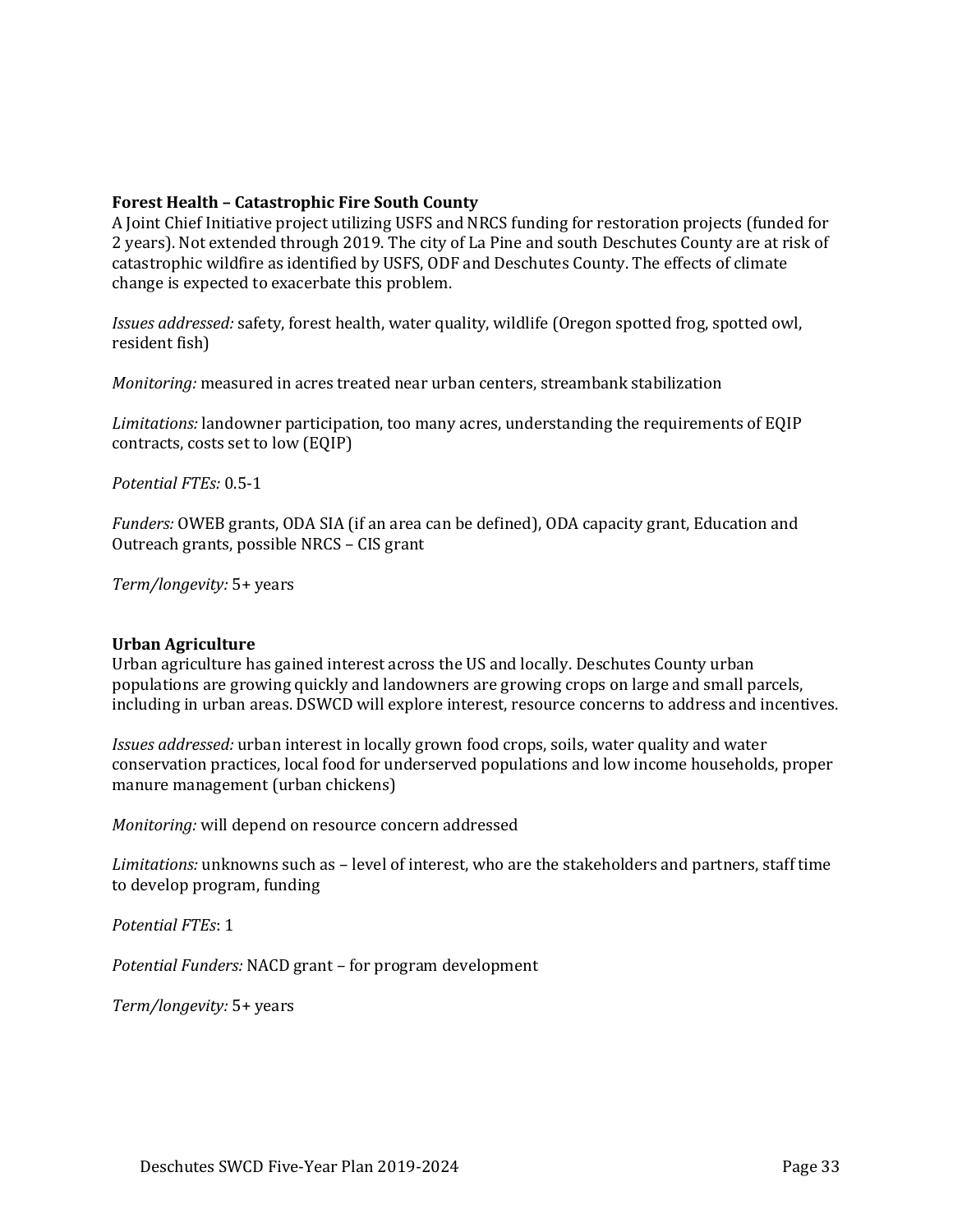**Forest Health – Catastrophic Fire South County**

A Joint Chief Initiative project utilizing USFS and NRCS funding for restoration projects (funded for 2 years). Not extended through 2019. The city of La Pine and south Deschutes County are at risk of catastrophic wildfire as identified by USFS, ODF and Deschutes County. The effects of climate change is expected to exacerbate this problem.

*Issues addressed:* safety, forest health, water quality, wildlife (Oregon spotted frog, spotted owl, resident fish)

*Monitoring:* measured in acres treated near urban centers, streambank stabilization

*Limitations:* landowner participation, too many acres, understanding the requirements of EQIP contracts, costs set to low (EQIP)

*Potential FTEs:* 0.5-1

*Funders:* OWEB grants, ODA SIA (if an area can be defined), ODA capacity grant, Education and Outreach grants, possible NRCS – CIS grant

*Term/longevity:* 5+ years

**Urban Agriculture**

Urban agriculture has gained interest across the US and locally. Deschutes County urban populations are growing quickly and landowners are growing crops on large and small parcels, including in urban areas. DSWCD will explore interest, resource concerns to address and incentives.

*Issues addressed:* urban interest in locally grown food crops, soils, water quality and water conservation practices, local food for underserved populations and low income households, proper manure management (urban chickens)

*Monitoring:* will depend on resource concern addressed

*Limitations:* unknowns such as – level of interest, who are the stakeholders and partners, staff time to develop program, funding

*Potential FTEs*: 1

*Potential Funders:* NACD grant – for program development

*Term/longevity:* 5+ years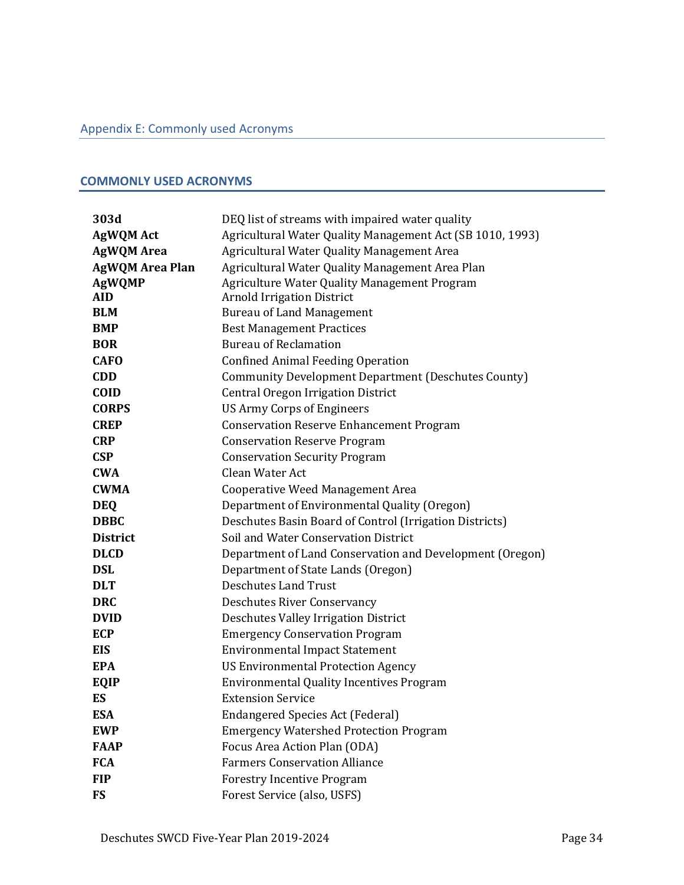# Appendix E: Commonly used Acronyms

## COMMONLY USED ACRONYMS

| | |
|---|---|
| **303d** | DEQ list of streams with impaired water quality |
| **AgWQM Act** | Agricultural Water Quality Management Act (SB 1010, 1993) |
| **AgWQM Area** | Agricultural Water Quality Management Area |
| **AgWQM Area Plan** | Agricultural Water Quality Management Area Plan |
| **AgWQMP** | Agriculture Water Quality Management Program |
| **AID** | Arnold Irrigation District |
| **BLM** | Bureau of Land Management |
| **BMP** | Best Management Practices |
| **BOR** | Bureau of Reclamation |
| **CAFO** | Confined Animal Feeding Operation |
| **CDD** | Community Development Department (Deschutes County) |
| **COID** | Central Oregon Irrigation District |
| **CORPS** | US Army Corps of Engineers |
| **CREP** | Conservation Reserve Enhancement Program |
| **CRP** | Conservation Reserve Program |
| **CSP** | Conservation Security Program |
| **CWA** | Clean Water Act |
| **CWMA** | Cooperative Weed Management Area |
| **DEQ** | Department of Environmental Quality (Oregon) |
| **DBBC** | Deschutes Basin Board of Control (Irrigation Districts) |
| **District** | Soil and Water Conservation District |
| **DLCD** | Department of Land Conservation and Development (Oregon) |
| **DSL** | Department of State Lands (Oregon) |
| **DLT** | Deschutes Land Trust |
| **DRC** | Deschutes River Conservancy |
| **DVID** | Deschutes Valley Irrigation District |
| **ECP** | Emergency Conservation Program |
| **EIS** | Environmental Impact Statement |
| **EPA** | US Environmental Protection Agency |
| **EQIP** | Environmental Quality Incentives Program |
| **ES** | Extension Service |
| **ESA** | Endangered Species Act (Federal) |
| **EWP** | Emergency Watershed Protection Program |
| **FAAP** | Focus Area Action Plan (ODA) |
| **FCA** | Farmers Conservation Alliance |
| **FIP** | Forestry Incentive Program |
| **FS** | Forest Service (also, USFS) |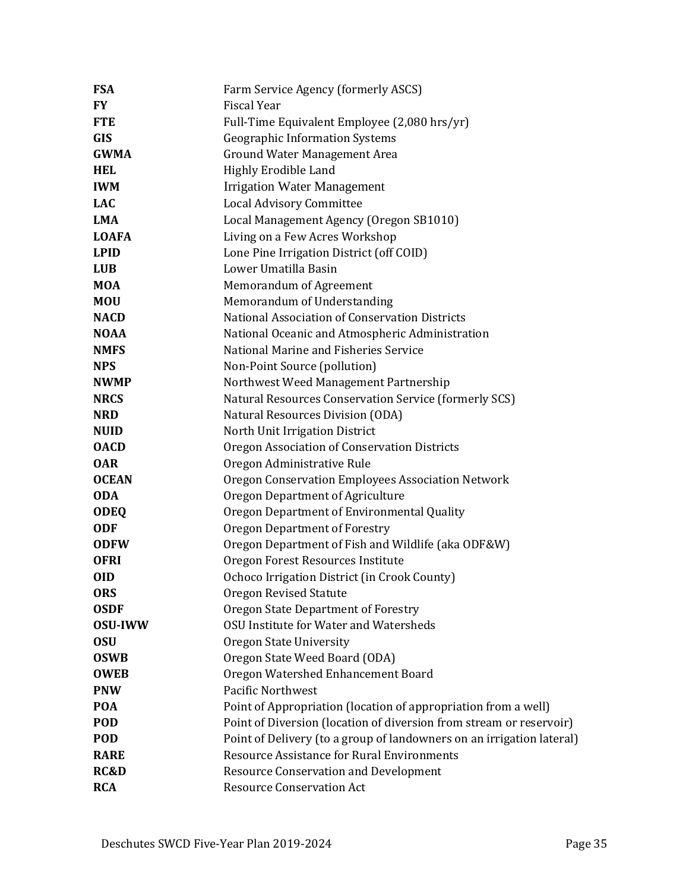| | |
|---|---|
| **FSA** | Farm Service Agency (formerly ASCS) |
| **FY** | Fiscal Year |
| **FTE** | Full-Time Equivalent Employee (2,080 hrs/yr) |
| **GIS** | Geographic Information Systems |
| **GWMA** | Ground Water Management Area |
| **HEL** | Highly Erodible Land |
| **IWM** | Irrigation Water Management |
| **LAC** | Local Advisory Committee |
| **LMA** | Local Management Agency (Oregon SB1010) |
| **LOAFA** | Living on a Few Acres Workshop |
| **LPID** | Lone Pine Irrigation District (off COID) |
| **LUB** | Lower Umatilla Basin |
| **MOA** | Memorandum of Agreement |
| **MOU** | Memorandum of Understanding |
| **NACD** | National Association of Conservation Districts |
| **NOAA** | National Oceanic and Atmospheric Administration |
| **NMFS** | National Marine and Fisheries Service |
| **NPS** | Non-Point Source (pollution) |
| **NWMP** | Northwest Weed Management Partnership |
| **NRCS** | Natural Resources Conservation Service (formerly SCS) |
| **NRD** | Natural Resources Division (ODA) |
| **NUID** | North Unit Irrigation District |
| **OACD** | Oregon Association of Conservation Districts |
| **OAR** | Oregon Administrative Rule |
| **OCEAN** | Oregon Conservation Employees Association Network |
| **ODA** | Oregon Department of Agriculture |
| **ODEQ** | Oregon Department of Environmental Quality |
| **ODF** | Oregon Department of Forestry |
| **ODFW** | Oregon Department of Fish and Wildlife (aka ODF&W) |
| **OFRI** | Oregon Forest Resources Institute |
| **OID** | Ochoco Irrigation District (in Crook County) |
| **ORS** | Oregon Revised Statute |
| **OSDF** | Oregon State Department of Forestry |
| **OSU-IWW** | OSU Institute for Water and Watersheds |
| **OSU** | Oregon State University |
| **OSWB** | Oregon State Weed Board (ODA) |
| **OWEB** | Oregon Watershed Enhancement Board |
| **PNW** | Pacific Northwest |
| **POA** | Point of Appropriation (location of appropriation from a well) |
| **POD** | Point of Diversion (location of diversion from stream or reservoir) |
| **POD** | Point of Delivery (to a group of landowners on an irrigation lateral) |
| **RARE** | Resource Assistance for Rural Environments |
| **RC&D** | Resource Conservation and Development |
| **RCA** | Resource Conservation Act |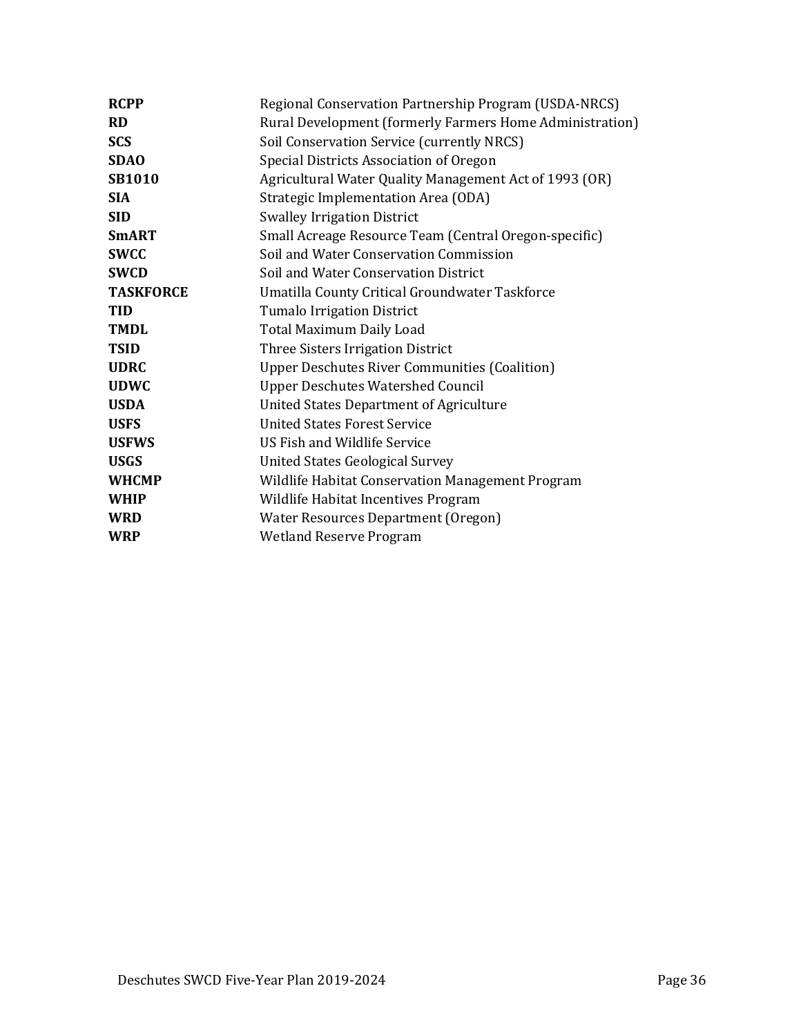| | |
|---|---|
| **RCPP** | Regional Conservation Partnership Program (USDA-NRCS) |
| **RD** | Rural Development (formerly Farmers Home Administration) |
| **SCS** | Soil Conservation Service (currently NRCS) |
| **SDAO** | Special Districts Association of Oregon |
| **SB1010** | Agricultural Water Quality Management Act of 1993 (OR) |
| **SIA** | Strategic Implementation Area (ODA) |
| **SID** | Swalley Irrigation District |
| **SmART** | Small Acreage Resource Team (Central Oregon-specific) |
| **SWCC** | Soil and Water Conservation Commission |
| **SWCD** | Soil and Water Conservation District |
| **TASKFORCE** | Umatilla County Critical Groundwater Taskforce |
| **TID** | Tumalo Irrigation District |
| **TMDL** | Total Maximum Daily Load |
| **TSID** | Three Sisters Irrigation District |
| **UDRC** | Upper Deschutes River Communities (Coalition) |
| **UDWC** | Upper Deschutes Watershed Council |
| **USDA** | United States Department of Agriculture |
| **USFS** | United States Forest Service |
| **USFWS** | US Fish and Wildlife Service |
| **USGS** | United States Geological Survey |
| **WHCMP** | Wildlife Habitat Conservation Management Program |
| **WHIP** | Wildlife Habitat Incentives Program |
| **WRD** | Water Resources Department (Oregon) |
| **WRP** | Wetland Reserve Program |